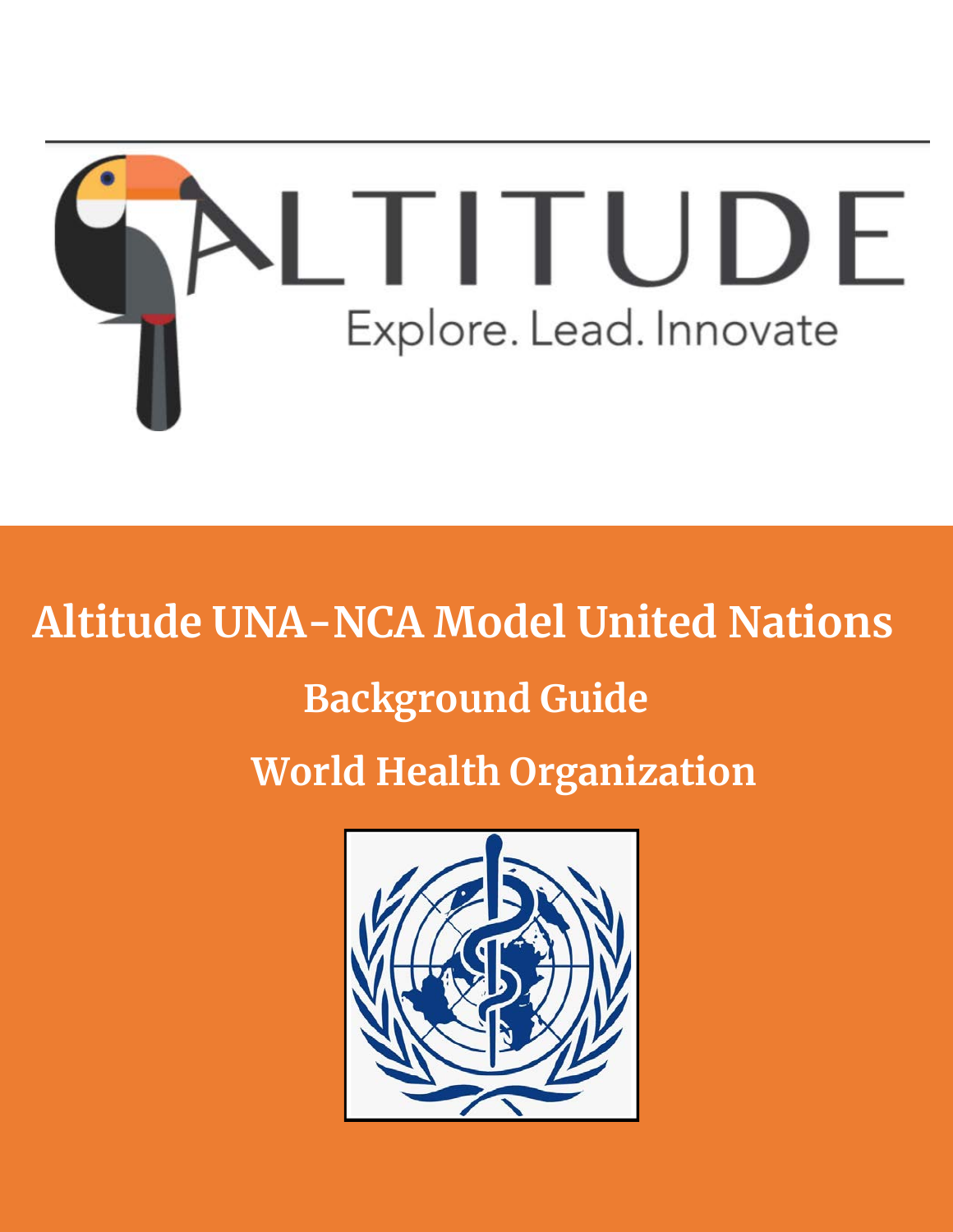ALTITUDE

Explore. Lead. Innovate

# Altitude UNA-NCA Model United Nations

## Background Guide

## World Health Organization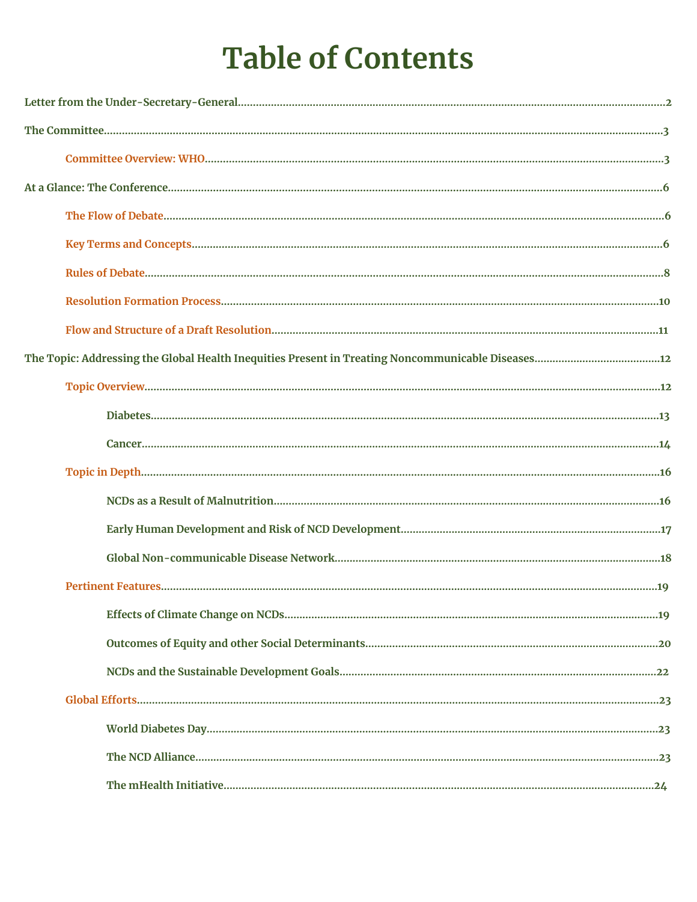# Table of Contents

**Letter from the Under-Secretary-General**....................2

**The Committee**....................3

- **Committee Overview: WHO**....................3

**At a Glance: The Conference**....................6

- **The Flow of Debate**....................6
- **Key Terms and Concepts**....................6
- **Rules of Debate**....................8
- **Resolution Formation Process**....................10
- **Flow and Structure of a Draft Resolution**....................11

**The Topic: Addressing the Global Health Inequities Present in Treating Noncommunicable Diseases**....................12

- **Topic Overview**....................12
  - **Diabetes**....................13
  - **Cancer**....................14
- **Topic in Depth**....................16
  - **NCDs as a Result of Malnutrition**....................16
  - **Early Human Development and Risk of NCD Development**....................17
  - **Global Non-communicable Disease Network**....................18
- **Pertinent Features**....................19
  - **Effects of Climate Change on NCDs**....................19
  - **Outcomes of Equity and other Social Determinants**....................20
  - **NCDs and the Sustainable Development Goals**....................22
- **Global Efforts**....................23
  - **World Diabetes Day**....................23
  - **The NCD Alliance**....................23
  - **The mHealth Initiative**....................24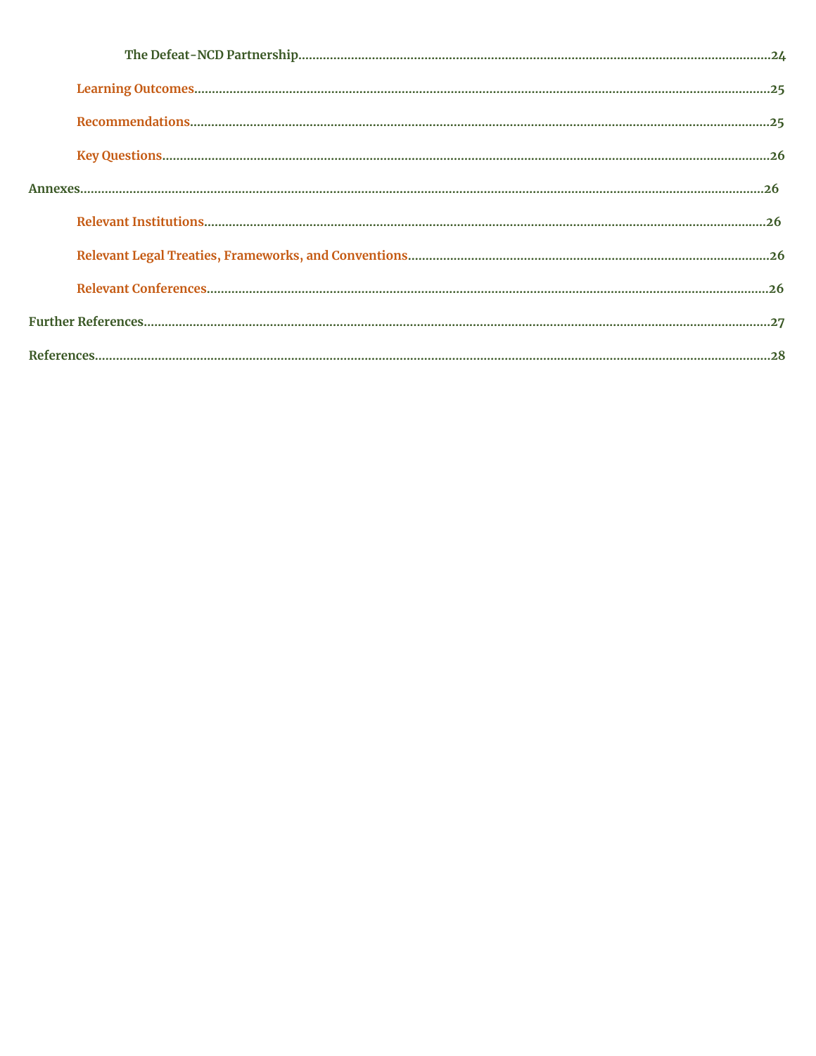The Defeat-NCD Partnership......24

Learning Outcomes......25

Recommendations......25

Key Questions......26

Annexes......26

Relevant Institutions......26

Relevant Legal Treaties, Frameworks, and Conventions......26

Relevant Conferences......26

Further References......27

References......28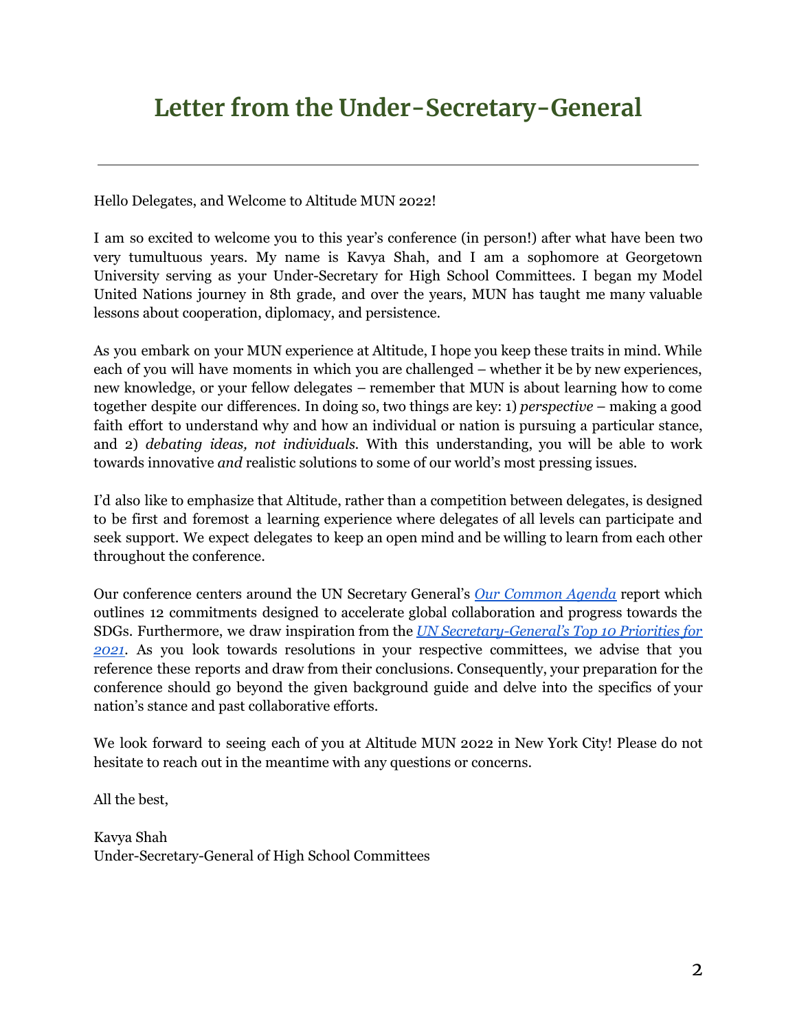# Letter from the Under-Secretary-General

Hello Delegates, and Welcome to Altitude MUN 2022!

I am so excited to welcome you to this year's conference (in person!) after what have been two very tumultuous years. My name is Kavya Shah, and I am a sophomore at Georgetown University serving as your Under-Secretary for High School Committees. I began my Model United Nations journey in 8th grade, and over the years, MUN has taught me many valuable lessons about cooperation, diplomacy, and persistence.

As you embark on your MUN experience at Altitude, I hope you keep these traits in mind. While each of you will have moments in which you are challenged – whether it be by new experiences, new knowledge, or your fellow delegates – remember that MUN is about learning how to come together despite our differences. In doing so, two things are key: 1) *perspective* – making a good faith effort to understand why and how an individual or nation is pursuing a particular stance, and 2) *debating ideas, not individuals.* With this understanding, you will be able to work towards innovative *and* realistic solutions to some of our world's most pressing issues.

I'd also like to emphasize that Altitude, rather than a competition between delegates, is designed to be first and foremost a learning experience where delegates of all levels can participate and seek support. We expect delegates to keep an open mind and be willing to learn from each other throughout the conference.

Our conference centers around the UN Secretary General's *Our Common Agenda* report which outlines 12 commitments designed to accelerate global collaboration and progress towards the SDGs. Furthermore, we draw inspiration from the *UN Secretary-General's Top 10 Priorities for 2021*. As you look towards resolutions in your respective committees, we advise that you reference these reports and draw from their conclusions. Consequently, your preparation for the conference should go beyond the given background guide and delve into the specifics of your nation's stance and past collaborative efforts.

We look forward to seeing each of you at Altitude MUN 2022 in New York City! Please do not hesitate to reach out in the meantime with any questions or concerns.

All the best,

Kavya Shah
Under-Secretary-General of High School Committees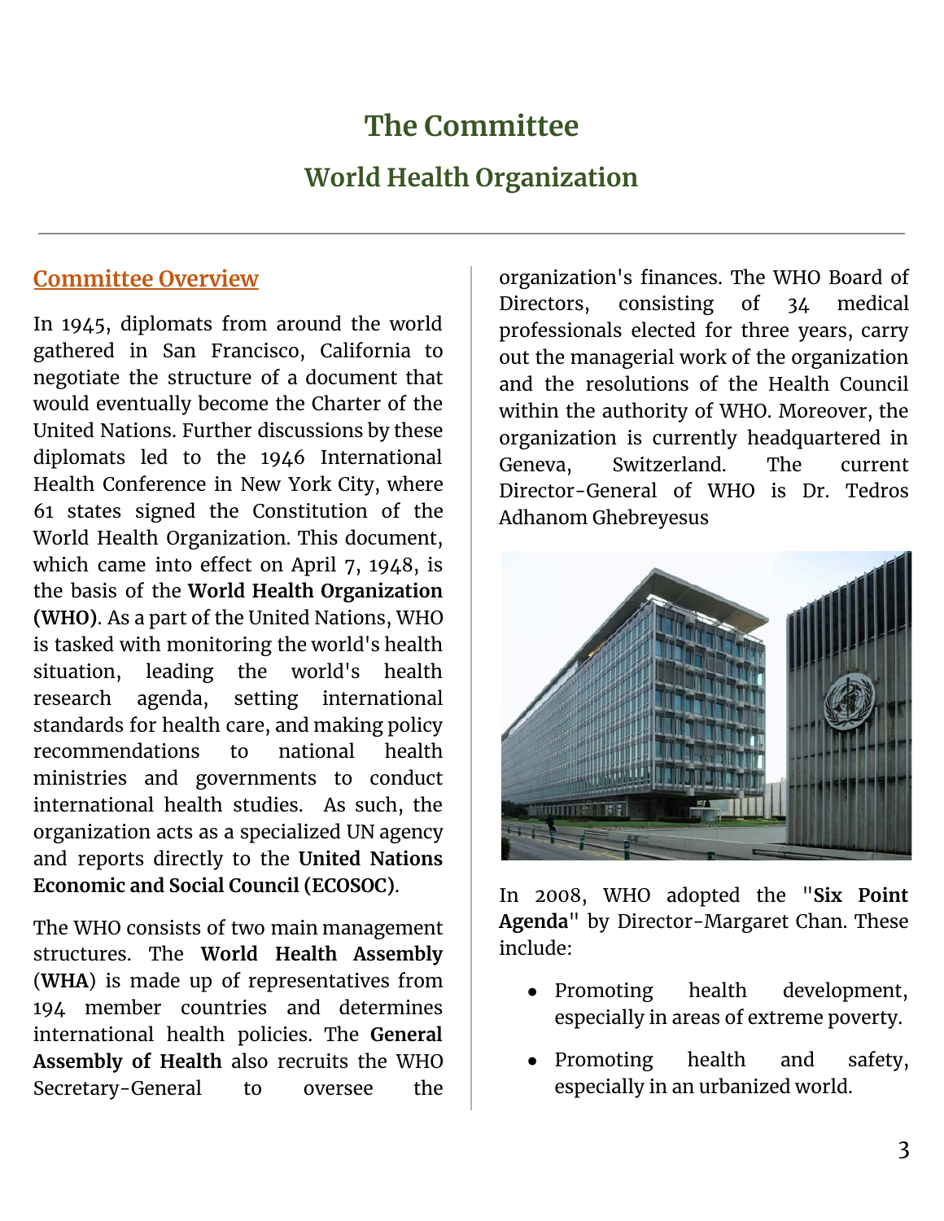# The Committee

## World Health Organization

### Committee Overview

In 1945, diplomats from around the world gathered in San Francisco, California to negotiate the structure of a document that would eventually become the Charter of the United Nations. Further discussions by these diplomats led to the 1946 International Health Conference in New York City, where 61 states signed the Constitution of the World Health Organization. This document, which came into effect on April 7, 1948, is the basis of the **World Health Organization (WHO)**. As a part of the United Nations, WHO is tasked with monitoring the world's health situation, leading the world's health research agenda, setting international standards for health care, and making policy recommendations to national health ministries and governments to conduct international health studies. As such, the organization acts as a specialized UN agency and reports directly to the **United Nations Economic and Social Council (ECOSOC)**.

The WHO consists of two main management structures. The **World Health Assembly** (**WHA**) is made up of representatives from 194 member countries and determines international health policies. The **General Assembly of Health** also recruits the WHO Secretary-General to oversee the organization's finances. The WHO Board of Directors, consisting of 34 medical professionals elected for three years, carry out the managerial work of the organization and the resolutions of the Health Council within the authority of WHO. Moreover, the organization is currently headquartered in Geneva, Switzerland. The current Director-General of WHO is Dr. Tedros Adhanom Ghebreyesus

In 2008, WHO adopted the "**Six Point Agenda**" by Director-Margaret Chan. These include:

- Promoting health development, especially in areas of extreme poverty.
- Promoting health and safety, especially in an urbanized world.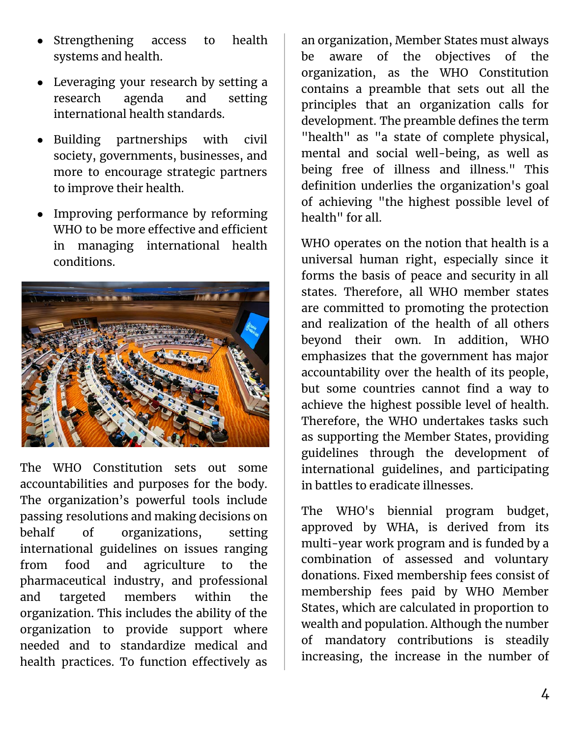- Strengthening access to health systems and health.
- Leveraging your research by setting a research agenda and setting international health standards.
- Building partnerships with civil society, governments, businesses, and more to encourage strategic partners to improve their health.
- Improving performance by reforming WHO to be more effective and efficient in managing international health conditions.

The WHO Constitution sets out some accountabilities and purposes for the body. The organization's powerful tools include passing resolutions and making decisions on behalf of organizations, setting international guidelines on issues ranging from food and agriculture to the pharmaceutical industry, and professional and targeted members within the organization. This includes the ability of the organization to provide support where needed and to standardize medical and health practices. To function effectively as an organization, Member States must always be aware of the objectives of the organization, as the WHO Constitution contains a preamble that sets out all the principles that an organization calls for development. The preamble defines the term "health" as "a state of complete physical, mental and social well-being, as well as being free of illness and illness." This definition underlies the organization's goal of achieving "the highest possible level of health" for all.

WHO operates on the notion that health is a universal human right, especially since it forms the basis of peace and security in all states. Therefore, all WHO member states are committed to promoting the protection and realization of the health of all others beyond their own. In addition, WHO emphasizes that the government has major accountability over the health of its people, but some countries cannot find a way to achieve the highest possible level of health. Therefore, the WHO undertakes tasks such as supporting the Member States, providing guidelines through the development of international guidelines, and participating in battles to eradicate illnesses.

The WHO's biennial program budget, approved by WHA, is derived from its multi-year work program and is funded by a combination of assessed and voluntary donations. Fixed membership fees consist of membership fees paid by WHO Member States, which are calculated in proportion to wealth and population. Although the number of mandatory contributions is steadily increasing, the increase in the number of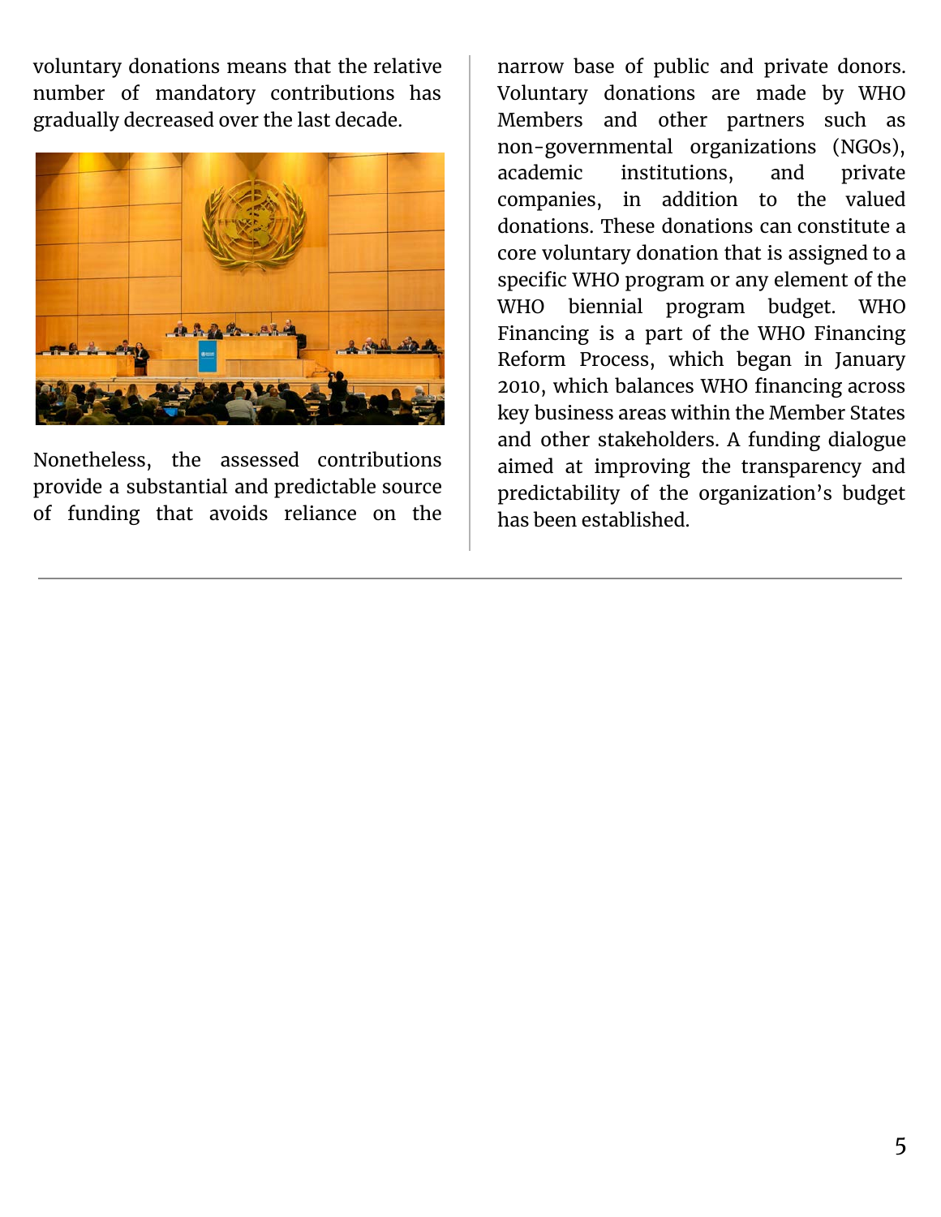voluntary donations means that the relative number of mandatory contributions has gradually decreased over the last decade.

Nonetheless, the assessed contributions provide a substantial and predictable source of funding that avoids reliance on the narrow base of public and private donors. Voluntary donations are made by WHO Members and other partners such as non-governmental organizations (NGOs), academic institutions, and private companies, in addition to the valued donations. These donations can constitute a core voluntary donation that is assigned to a specific WHO program or any element of the WHO biennial program budget. WHO Financing is a part of the WHO Financing Reform Process, which began in January 2010, which balances WHO financing across key business areas within the Member States and other stakeholders. A funding dialogue aimed at improving the transparency and predictability of the organization's budget has been established.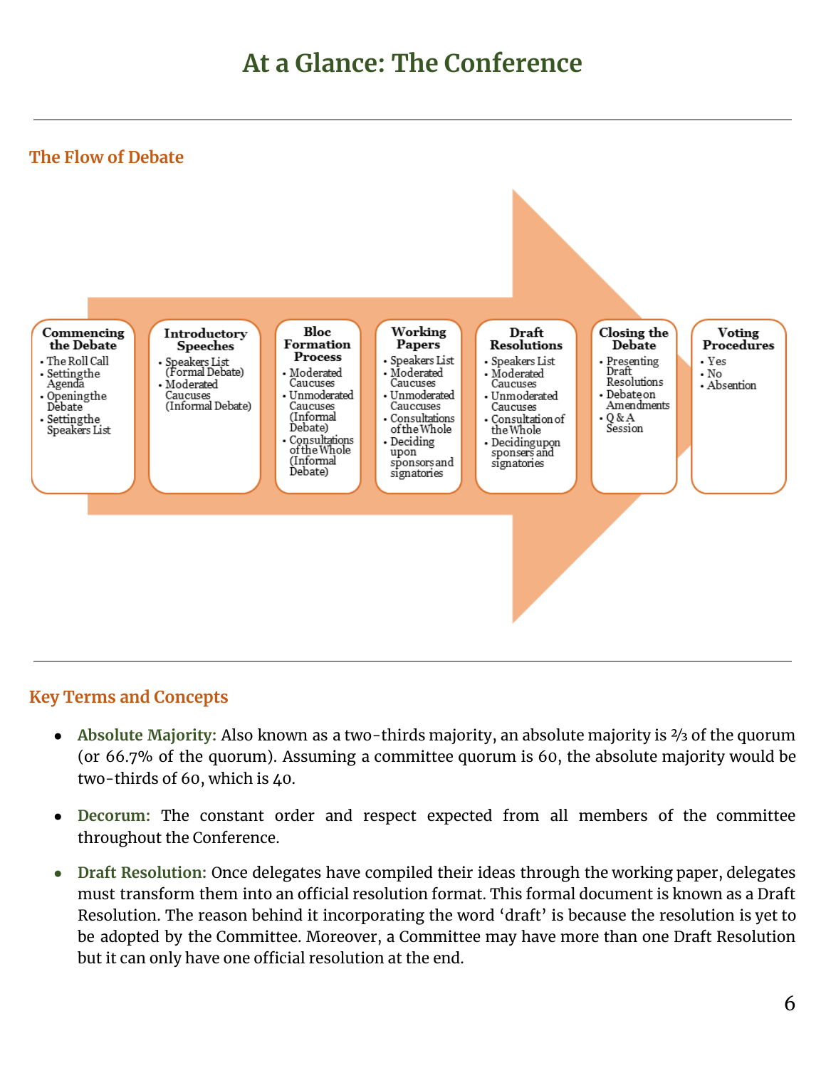# At a Glance: The Conference

## The Flow of Debate

**Commencing the Debate**
- The Roll Call
- Settingthe Agenda
- Openingthe Debate
- Settingthe Speakers List

**Introductory Speeches**
- Speakers List (Formal Debate)
- Moderated Caucuses (Informal Debate)

**Bloc Formation Process**
- Moderated Caucuses
- Unmoderated Caucuses (Informal Debate)
- Consultations of the Whole (Informal Debate)

**Working Papers**
- Speakers List
- Moderated Caucuses
- Unmoderated Caucuses
- Consultations of the Whole
- Deciding upon sponsors and signatories

**Draft Resolutions**
- Speakers List
- Moderated Caucuses
- Unmoderated Caucuses
- Consultation of the Whole
- Decidingupon sponsers and signatories

**Closing the Debate**
- Presenting Draft Resolutions
- Debateon Amendments
- Q & A Session

**Voting Procedures**
- Yes
- No
- Absention

## Key Terms and Concepts

- **Absolute Majority:** Also known as a two-thirds majority, an absolute majority is ⅔ of the quorum (or 66.7% of the quorum). Assuming a committee quorum is 60, the absolute majority would be two-thirds of 60, which is 40.
- **Decorum:** The constant order and respect expected from all members of the committee throughout the Conference.
- **Draft Resolution:** Once delegates have compiled their ideas through the working paper, delegates must transform them into an official resolution format. This formal document is known as a Draft Resolution. The reason behind it incorporating the word 'draft' is because the resolution is yet to be adopted by the Committee. Moreover, a Committee may have more than one Draft Resolution but it can only have one official resolution at the end.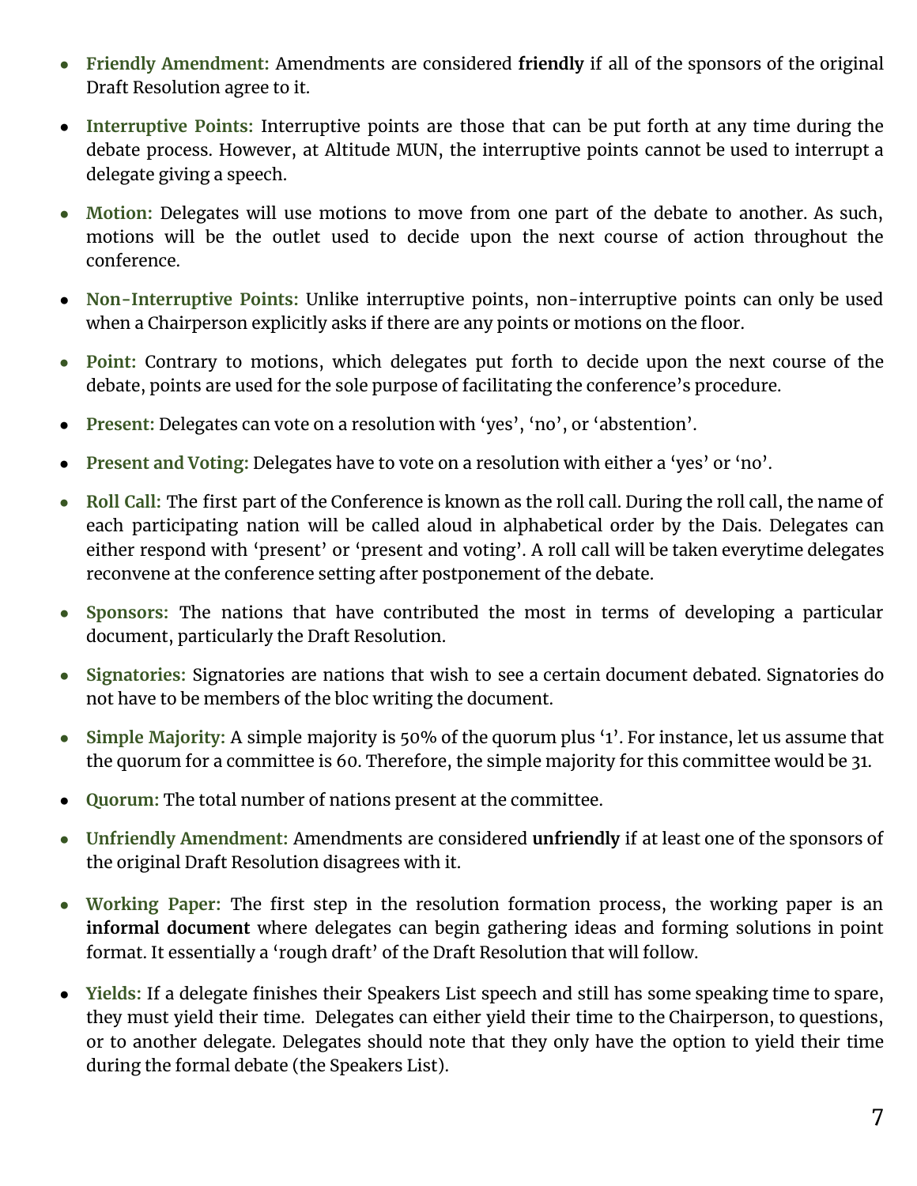- **Friendly Amendment:** Amendments are considered **friendly** if all of the sponsors of the original Draft Resolution agree to it.
- **Interruptive Points:** Interruptive points are those that can be put forth at any time during the debate process. However, at Altitude MUN, the interruptive points cannot be used to interrupt a delegate giving a speech.
- **Motion:** Delegates will use motions to move from one part of the debate to another. As such, motions will be the outlet used to decide upon the next course of action throughout the conference.
- **Non-Interruptive Points:** Unlike interruptive points, non-interruptive points can only be used when a Chairperson explicitly asks if there are any points or motions on the floor.
- **Point:** Contrary to motions, which delegates put forth to decide upon the next course of the debate, points are used for the sole purpose of facilitating the conference's procedure.
- **Present:** Delegates can vote on a resolution with 'yes', 'no', or 'abstention'.
- **Present and Voting:** Delegates have to vote on a resolution with either a 'yes' or 'no'.
- **Roll Call:** The first part of the Conference is known as the roll call. During the roll call, the name of each participating nation will be called aloud in alphabetical order by the Dais. Delegates can either respond with 'present' or 'present and voting'. A roll call will be taken everytime delegates reconvene at the conference setting after postponement of the debate.
- **Sponsors:** The nations that have contributed the most in terms of developing a particular document, particularly the Draft Resolution.
- **Signatories:** Signatories are nations that wish to see a certain document debated. Signatories do not have to be members of the bloc writing the document.
- **Simple Majority:** A simple majority is 50% of the quorum plus '1'. For instance, let us assume that the quorum for a committee is 60. Therefore, the simple majority for this committee would be 31.
- **Quorum:** The total number of nations present at the committee.
- **Unfriendly Amendment:** Amendments are considered **unfriendly** if at least one of the sponsors of the original Draft Resolution disagrees with it.
- **Working Paper:** The first step in the resolution formation process, the working paper is an **informal document** where delegates can begin gathering ideas and forming solutions in point format. It essentially a 'rough draft' of the Draft Resolution that will follow.
- **Yields:** If a delegate finishes their Speakers List speech and still has some speaking time to spare, they must yield their time. Delegates can either yield their time to the Chairperson, to questions, or to another delegate. Delegates should note that they only have the option to yield their time during the formal debate (the Speakers List).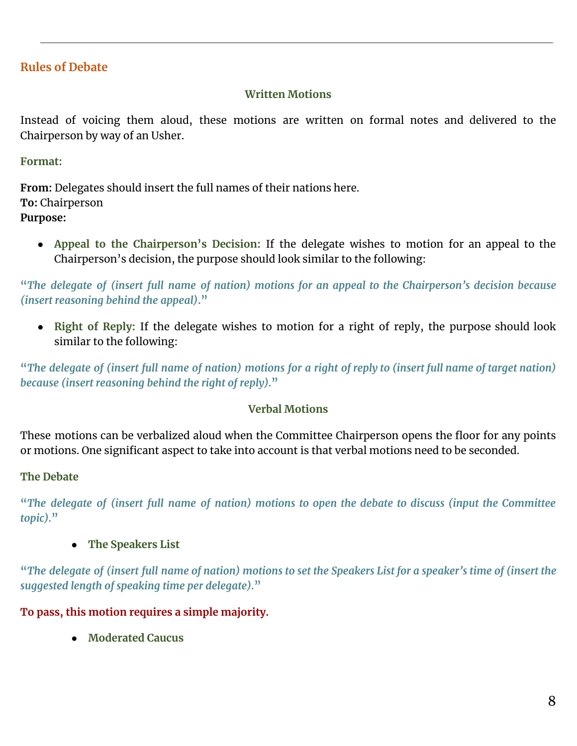## Rules of Debate

### Written Motions

Instead of voicing them aloud, these motions are written on formal notes and delivered to the Chairperson by way of an Usher.

**Format:**

**From:** Delegates should insert the full names of their nations here.
**To:** Chairperson
**Purpose:**

- **Appeal to the Chairperson's Decision:** If the delegate wishes to motion for an appeal to the Chairperson's decision, the purpose should look similar to the following:

"*The delegate of (insert full name of nation) motions for an appeal to the Chairperson's decision because (insert reasoning behind the appeal).*"

- **Right of Reply:** If the delegate wishes to motion for a right of reply, the purpose should look similar to the following:

"*The delegate of (insert full name of nation) motions for a right of reply to (insert full name of target nation) because (insert reasoning behind the right of reply).*"

### Verbal Motions

These motions can be verbalized aloud when the Committee Chairperson opens the floor for any points or motions. One significant aspect to take into account is that verbal motions need to be seconded.

**The Debate**

"*The delegate of (insert full name of nation) motions to open the debate to discuss (input the Committee topic).*"

- **The Speakers List**

"*The delegate of (insert full name of nation) motions to set the Speakers List for a speaker's time of (insert the suggested length of speaking time per delegate).*"

**To pass, this motion requires a simple majority.**

- **Moderated Caucus**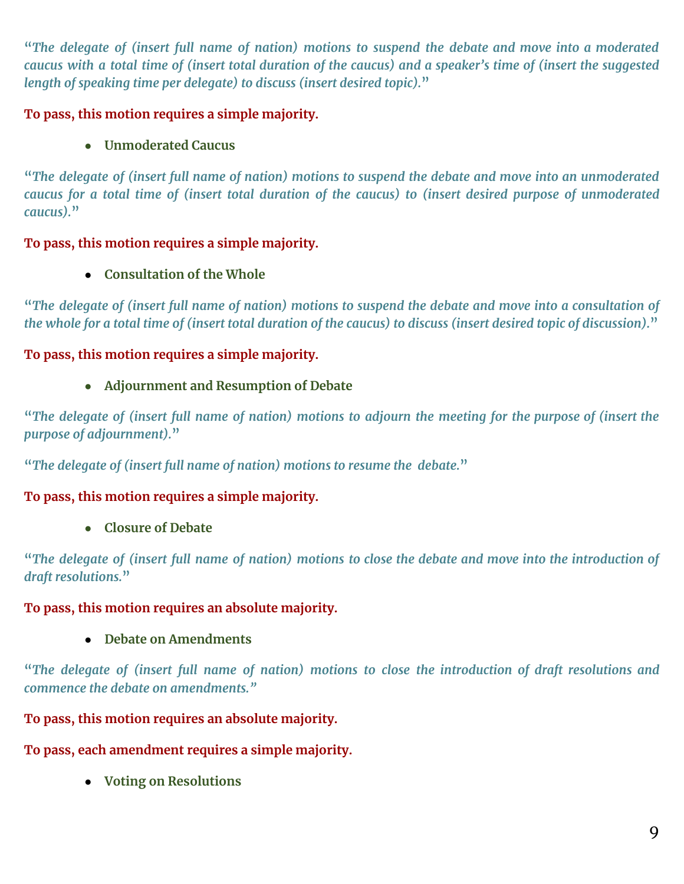"*The delegate of (insert full name of nation) motions to suspend the debate and move into a moderated caucus with a total time of (insert total duration of the caucus) and a speaker's time of (insert the suggested length of speaking time per delegate) to discuss (insert desired topic).*"

**To pass, this motion requires a simple majority.**

- **Unmoderated Caucus**

"*The delegate of (insert full name of nation) motions to suspend the debate and move into an unmoderated caucus for a total time of (insert total duration of the caucus) to (insert desired purpose of unmoderated caucus).*"

**To pass, this motion requires a simple majority.**

- **Consultation of the Whole**

"*The delegate of (insert full name of nation) motions to suspend the debate and move into a consultation of the whole for a total time of (insert total duration of the caucus) to discuss (insert desired topic of discussion).*"

**To pass, this motion requires a simple majority.**

- **Adjournment and Resumption of Debate**

"*The delegate of (insert full name of nation) motions to adjourn the meeting for the purpose of (insert the purpose of adjournment).*"

"*The delegate of (insert full name of nation) motions to resume the debate.*"

**To pass, this motion requires a simple majority.**

- **Closure of Debate**

"*The delegate of (insert full name of nation) motions to close the debate and move into the introduction of draft resolutions.*"

**To pass, this motion requires an absolute majority.**

- **Debate on Amendments**

"*The delegate of (insert full name of nation) motions to close the introduction of draft resolutions and commence the debate on amendments.*"

**To pass, this motion requires an absolute majority.**

**To pass, each amendment requires a simple majority.**

- **Voting on Resolutions**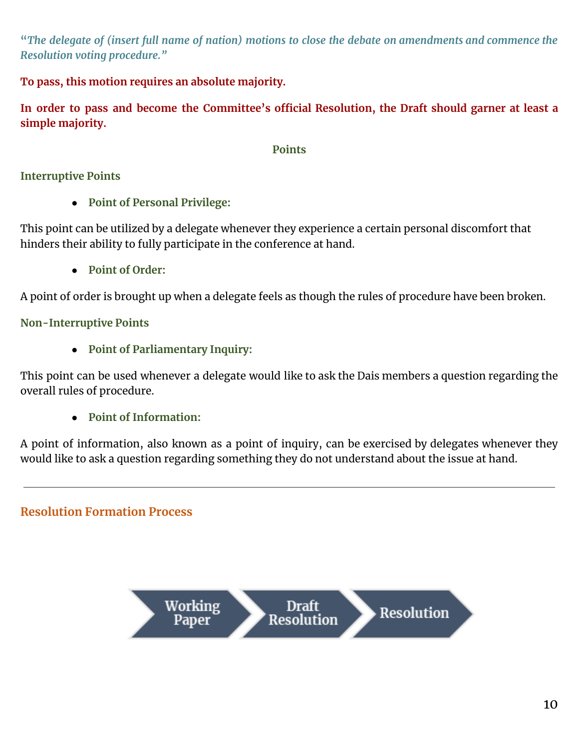*"The delegate of (insert full name of nation) motions to close the debate on amendments and commence the Resolution voting procedure."*

**To pass, this motion requires an absolute majority.**

**In order to pass and become the Committee's official Resolution, the Draft should garner at least a simple majority.**

### Points

#### Interruptive Points

- **Point of Personal Privilege:**

This point can be utilized by a delegate whenever they experience a certain personal discomfort that hinders their ability to fully participate in the conference at hand.

- **Point of Order:**

A point of order is brought up when a delegate feels as though the rules of procedure have been broken.

#### Non-Interruptive Points

- **Point of Parliamentary Inquiry:**

This point can be used whenever a delegate would like to ask the Dais members a question regarding the overall rules of procedure.

- **Point of Information:**

A point of information, also known as a point of inquiry, can be exercised by delegates whenever they would like to ask a question regarding something they do not understand about the issue at hand.

---

## Resolution Formation Process

Working Paper → Draft Resolution → Resolution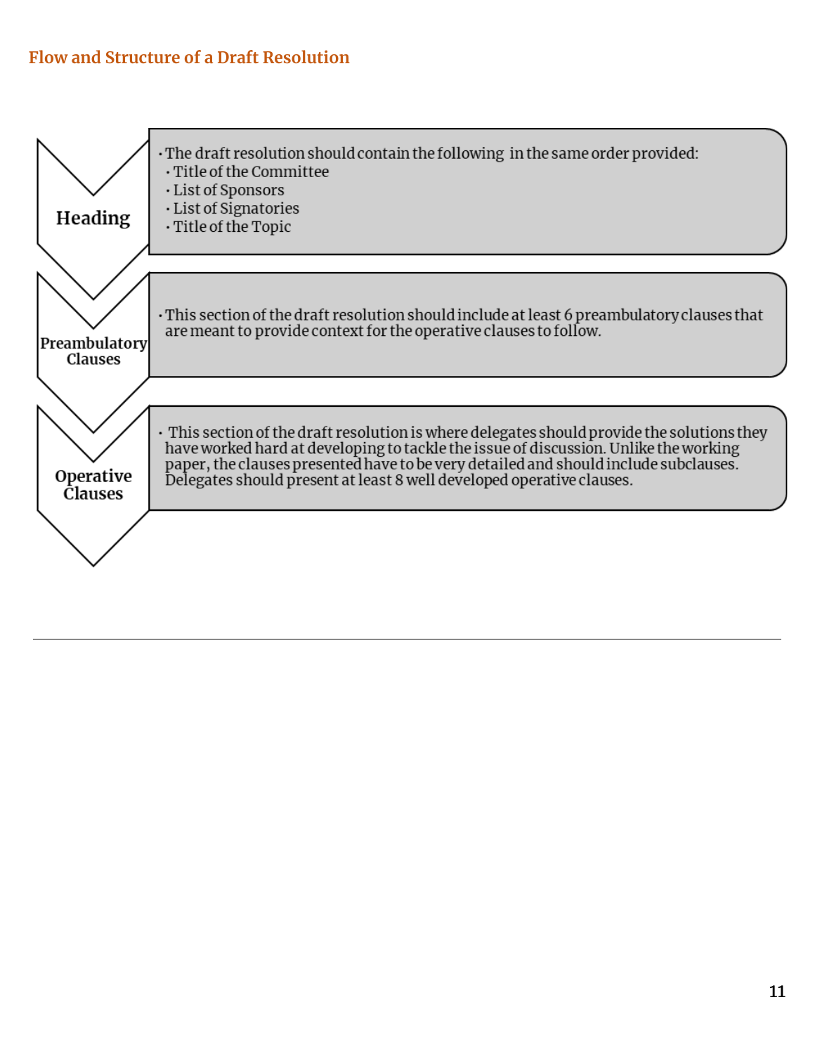## Flow and Structure of a Draft Resolution

### Heading

- The draft resolution should contain the following in the same order provided:
  - Title of the Committee
  - List of Sponsors
  - List of Signatories
  - Title of the Topic

### Preambulatory Clauses

- This section of the draft resolution should include at least 6 preambulatory clauses that are meant to provide context for the operative clauses to follow.

### Operative Clauses

- This section of the draft resolution is where delegates should provide the solutions they have worked hard at developing to tackle the issue of discussion. Unlike the working paper, the clauses presented have to be very detailed and should include subclauses. Delegates should present at least 8 well developed operative clauses.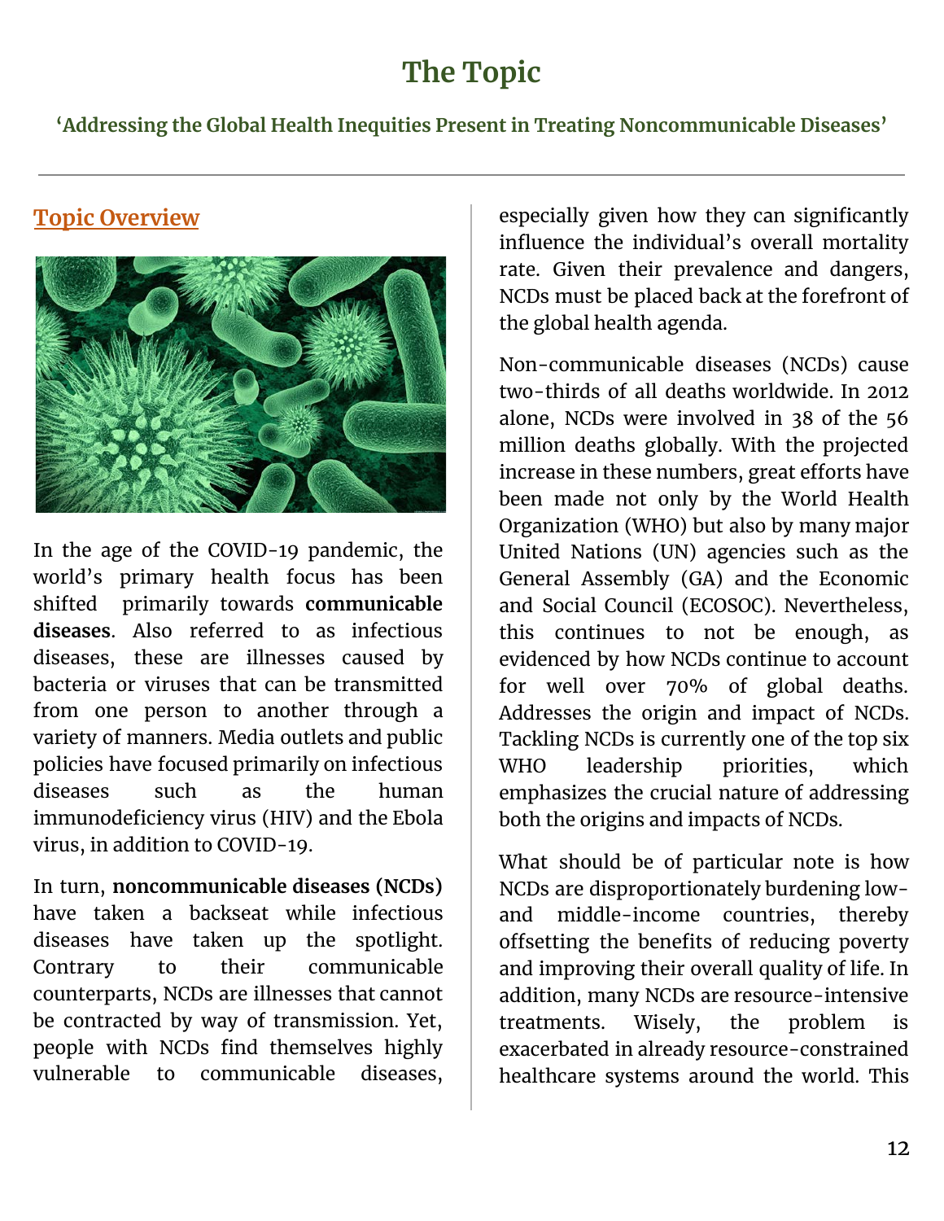# The Topic

**'Addressing the Global Health Inequities Present in Treating Noncommunicable Diseases'**

## Topic Overview

In the age of the COVID-19 pandemic, the world's primary health focus has been shifted primarily towards **communicable diseases**. Also referred to as infectious diseases, these are illnesses caused by bacteria or viruses that can be transmitted from one person to another through a variety of manners. Media outlets and public policies have focused primarily on infectious diseases such as the human immunodeficiency virus (HIV) and the Ebola virus, in addition to COVID-19.

In turn, **noncommunicable diseases (NCDs)** have taken a backseat while infectious diseases have taken up the spotlight. Contrary to their communicable counterparts, NCDs are illnesses that cannot be contracted by way of transmission. Yet, people with NCDs find themselves highly vulnerable to communicable diseases, especially given how they can significantly influence the individual's overall mortality rate. Given their prevalence and dangers, NCDs must be placed back at the forefront of the global health agenda.

Non-communicable diseases (NCDs) cause two-thirds of all deaths worldwide. In 2012 alone, NCDs were involved in 38 of the 56 million deaths globally. With the projected increase in these numbers, great efforts have been made not only by the World Health Organization (WHO) but also by many major United Nations (UN) agencies such as the General Assembly (GA) and the Economic and Social Council (ECOSOC). Nevertheless, this continues to not be enough, as evidenced by how NCDs continue to account for well over 70% of global deaths. Addresses the origin and impact of NCDs. Tackling NCDs is currently one of the top six WHO leadership priorities, which emphasizes the crucial nature of addressing both the origins and impacts of NCDs.

What should be of particular note is how NCDs are disproportionately burdening low- and middle-income countries, thereby offsetting the benefits of reducing poverty and improving their overall quality of life. In addition, many NCDs are resource-intensive treatments. Wisely, the problem is exacerbated in already resource-constrained healthcare systems around the world. This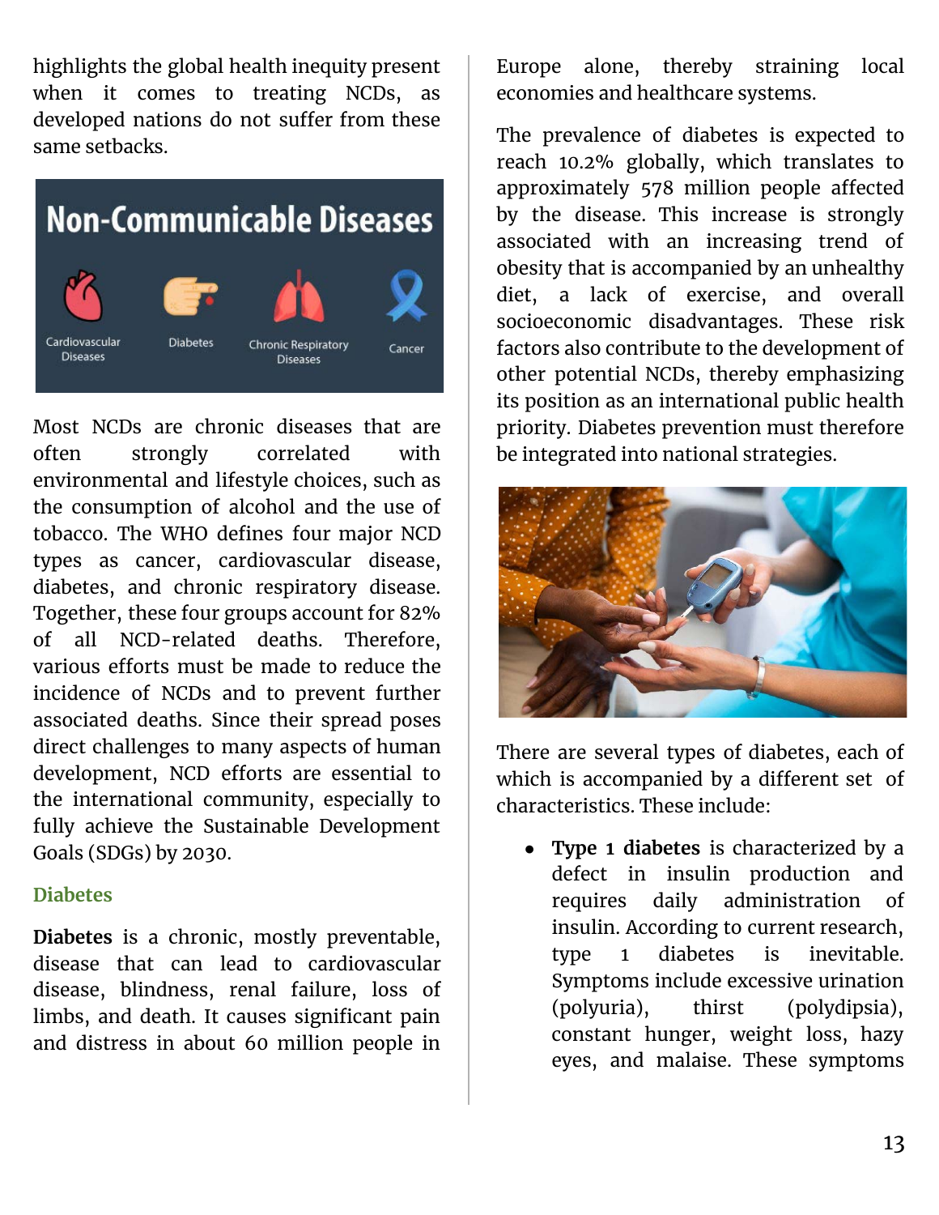highlights the global health inequity present when it comes to treating NCDs, as developed nations do not suffer from these same setbacks.

Most NCDs are chronic diseases that are often strongly correlated with environmental and lifestyle choices, such as the consumption of alcohol and the use of tobacco. The WHO defines four major NCD types as cancer, cardiovascular disease, diabetes, and chronic respiratory disease. Together, these four groups account for 82% of all NCD-related deaths. Therefore, various efforts must be made to reduce the incidence of NCDs and to prevent further associated deaths. Since their spread poses direct challenges to many aspects of human development, NCD efforts are essential to the international community, especially to fully achieve the Sustainable Development Goals (SDGs) by 2030.

### Diabetes

**Diabetes** is a chronic, mostly preventable, disease that can lead to cardiovascular disease, blindness, renal failure, loss of limbs, and death. It causes significant pain and distress in about 60 million people in Europe alone, thereby straining local economies and healthcare systems.

The prevalence of diabetes is expected to reach 10.2% globally, which translates to approximately 578 million people affected by the disease. This increase is strongly associated with an increasing trend of obesity that is accompanied by an unhealthy diet, a lack of exercise, and overall socioeconomic disadvantages. These risk factors also contribute to the development of other potential NCDs, thereby emphasizing its position as an international public health priority. Diabetes prevention must therefore be integrated into national strategies.

There are several types of diabetes, each of which is accompanied by a different set of characteristics. These include:

- **Type 1 diabetes** is characterized by a defect in insulin production and requires daily administration of insulin. According to current research, type 1 diabetes is inevitable. Symptoms include excessive urination (polyuria), thirst (polydipsia), constant hunger, weight loss, hazy eyes, and malaise. These symptoms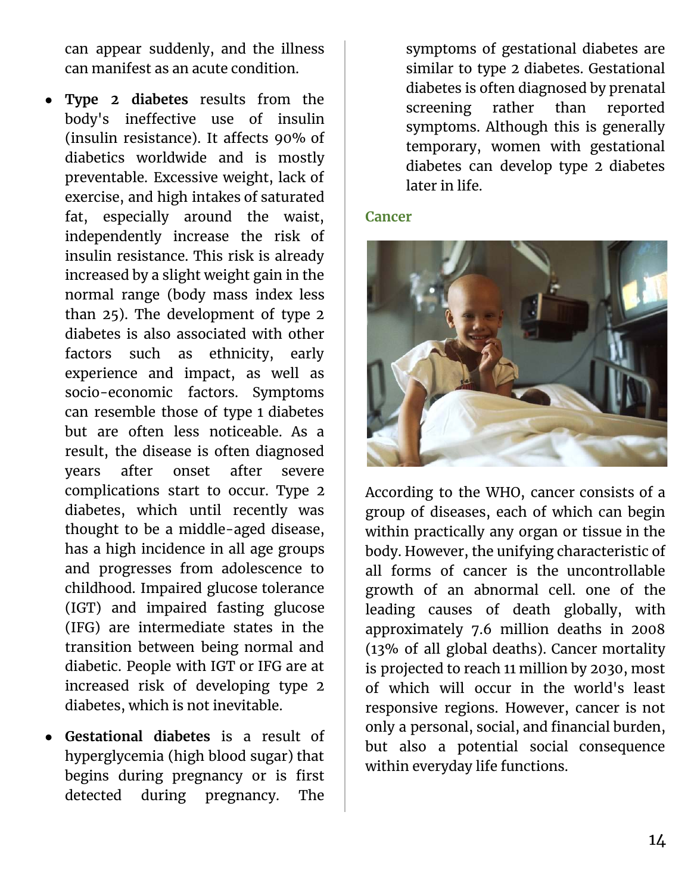can appear suddenly, and the illness can manifest as an acute condition.

- **Type 2 diabetes** results from the body's ineffective use of insulin (insulin resistance). It affects 90% of diabetics worldwide and is mostly preventable. Excessive weight, lack of exercise, and high intakes of saturated fat, especially around the waist, independently increase the risk of insulin resistance. This risk is already increased by a slight weight gain in the normal range (body mass index less than 25). The development of type 2 diabetes is also associated with other factors such as ethnicity, early experience and impact, as well as socio-economic factors. Symptoms can resemble those of type 1 diabetes but are often less noticeable. As a result, the disease is often diagnosed years after onset after severe complications start to occur. Type 2 diabetes, which until recently was thought to be a middle-aged disease, has a high incidence in all age groups and progresses from adolescence to childhood. Impaired glucose tolerance (IGT) and impaired fasting glucose (IFG) are intermediate states in the transition between being normal and diabetic. People with IGT or IFG are at increased risk of developing type 2 diabetes, which is not inevitable.

- **Gestational diabetes** is a result of hyperglycemia (high blood sugar) that begins during pregnancy or is first detected during pregnancy. The symptoms of gestational diabetes are similar to type 2 diabetes. Gestational diabetes is often diagnosed by prenatal screening rather than reported symptoms. Although this is generally temporary, women with gestational diabetes can develop type 2 diabetes later in life.

### Cancer

According to the WHO, cancer consists of a group of diseases, each of which can begin within practically any organ or tissue in the body. However, the unifying characteristic of all forms of cancer is the uncontrollable growth of an abnormal cell. one of the leading causes of death globally, with approximately 7.6 million deaths in 2008 (13% of all global deaths). Cancer mortality is projected to reach 11 million by 2030, most of which will occur in the world's least responsive regions. However, cancer is not only a personal, social, and financial burden, but also a potential social consequence within everyday life functions.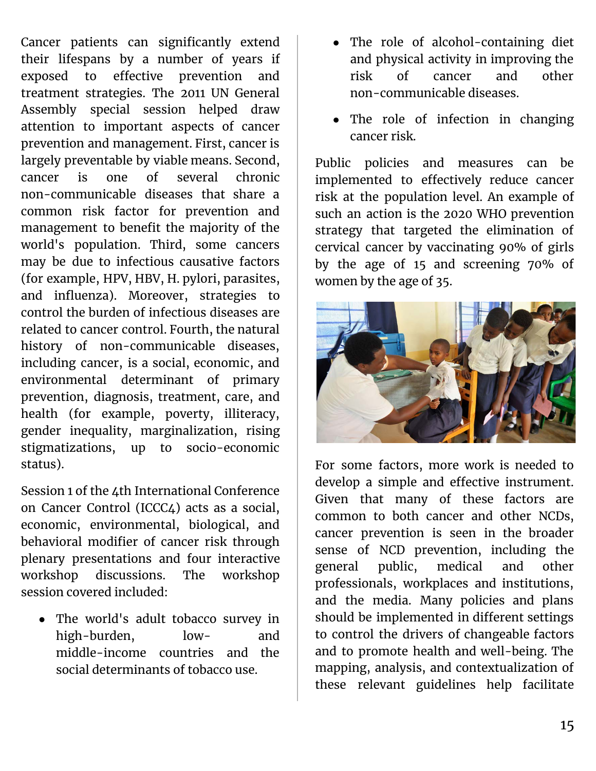Cancer patients can significantly extend their lifespans by a number of years if exposed to effective prevention and treatment strategies. The 2011 UN General Assembly special session helped draw attention to important aspects of cancer prevention and management. First, cancer is largely preventable by viable means. Second, cancer is one of several chronic non-communicable diseases that share a common risk factor for prevention and management to benefit the majority of the world's population. Third, some cancers may be due to infectious causative factors (for example, HPV, HBV, H. pylori, parasites, and influenza). Moreover, strategies to control the burden of infectious diseases are related to cancer control. Fourth, the natural history of non-communicable diseases, including cancer, is a social, economic, and environmental determinant of primary prevention, diagnosis, treatment, care, and health (for example, poverty, illiteracy, gender inequality, marginalization, rising stigmatizations, up to socio-economic status).

Session 1 of the 4th International Conference on Cancer Control (ICCC4) acts as a social, economic, environmental, biological, and behavioral modifier of cancer risk through plenary presentations and four interactive workshop discussions. The workshop session covered included:

- The world's adult tobacco survey in high-burden, low- and middle-income countries and the social determinants of tobacco use.
- The role of alcohol-containing diet and physical activity in improving the risk of cancer and other non-communicable diseases.
- The role of infection in changing cancer risk.

Public policies and measures can be implemented to effectively reduce cancer risk at the population level. An example of such an action is the 2020 WHO prevention strategy that targeted the elimination of cervical cancer by vaccinating 90% of girls by the age of 15 and screening 70% of women by the age of 35.

For some factors, more work is needed to develop a simple and effective instrument. Given that many of these factors are common to both cancer and other NCDs, cancer prevention is seen in the broader sense of NCD prevention, including the general public, medical and other professionals, workplaces and institutions, and the media. Many policies and plans should be implemented in different settings to control the drivers of changeable factors and to promote health and well-being. The mapping, analysis, and contextualization of these relevant guidelines help facilitate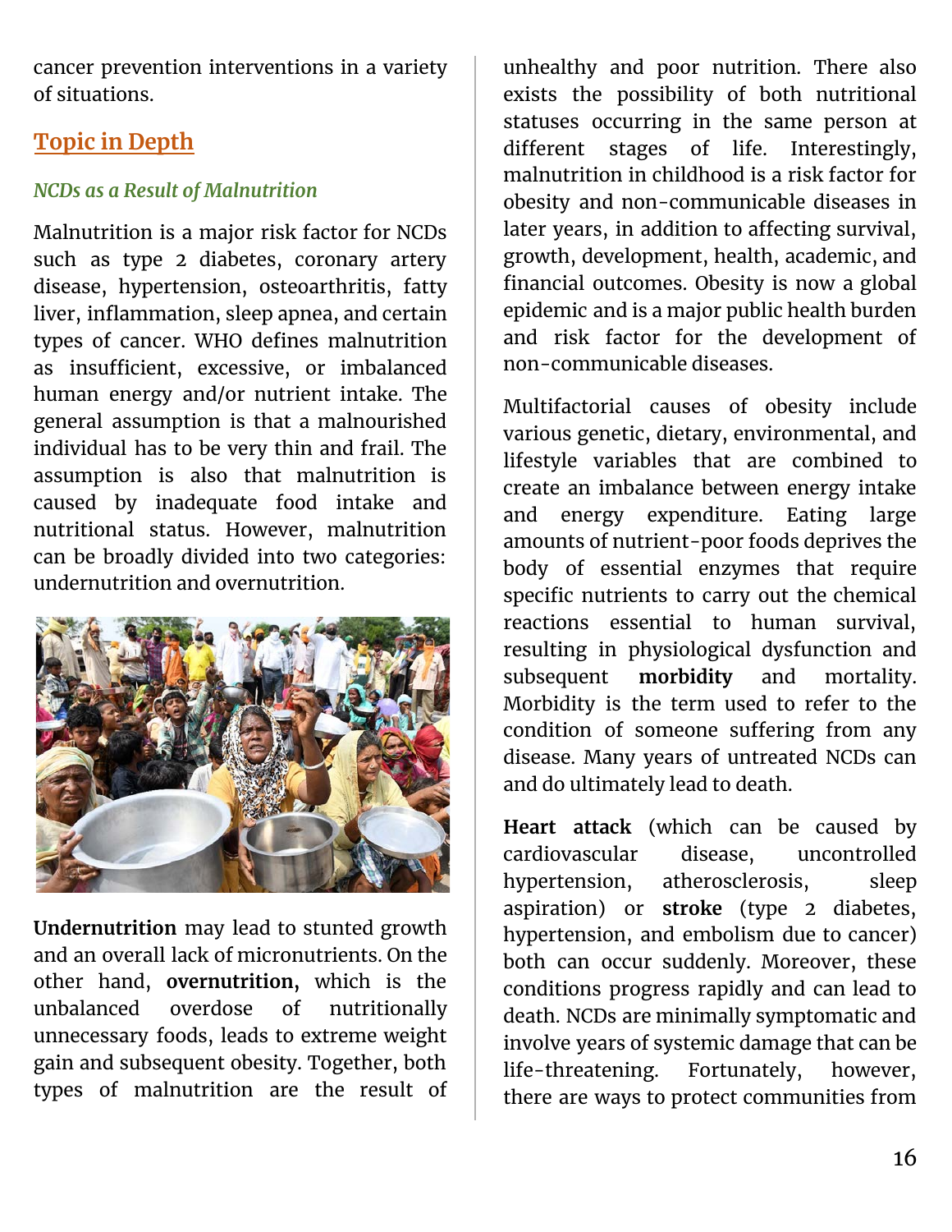cancer prevention interventions in a variety of situations.

## Topic in Depth

### *NCDs as a Result of Malnutrition*

Malnutrition is a major risk factor for NCDs such as type 2 diabetes, coronary artery disease, hypertension, osteoarthritis, fatty liver, inflammation, sleep apnea, and certain types of cancer. WHO defines malnutrition as insufficient, excessive, or imbalanced human energy and/or nutrient intake. The general assumption is that a malnourished individual has to be very thin and frail. The assumption is also that malnutrition is caused by inadequate food intake and nutritional status. However, malnutrition can be broadly divided into two categories: undernutrition and overnutrition.

**Undernutrition** may lead to stunted growth and an overall lack of micronutrients. On the other hand, **overnutrition,** which is the unbalanced overdose of nutritionally unnecessary foods, leads to extreme weight gain and subsequent obesity. Together, both types of malnutrition are the result of unhealthy and poor nutrition. There also exists the possibility of both nutritional statuses occurring in the same person at different stages of life. Interestingly, malnutrition in childhood is a risk factor for obesity and non-communicable diseases in later years, in addition to affecting survival, growth, development, health, academic, and financial outcomes. Obesity is now a global epidemic and is a major public health burden and risk factor for the development of non-communicable diseases.

Multifactorial causes of obesity include various genetic, dietary, environmental, and lifestyle variables that are combined to create an imbalance between energy intake and energy expenditure. Eating large amounts of nutrient-poor foods deprives the body of essential enzymes that require specific nutrients to carry out the chemical reactions essential to human survival, resulting in physiological dysfunction and subsequent **morbidity** and mortality. Morbidity is the term used to refer to the condition of someone suffering from any disease. Many years of untreated NCDs can and do ultimately lead to death.

**Heart attack** (which can be caused by cardiovascular disease, uncontrolled hypertension, atherosclerosis, sleep aspiration) or **stroke** (type 2 diabetes, hypertension, and embolism due to cancer) both can occur suddenly. Moreover, these conditions progress rapidly and can lead to death. NCDs are minimally symptomatic and involve years of systemic damage that can be life-threatening. Fortunately, however, there are ways to protect communities from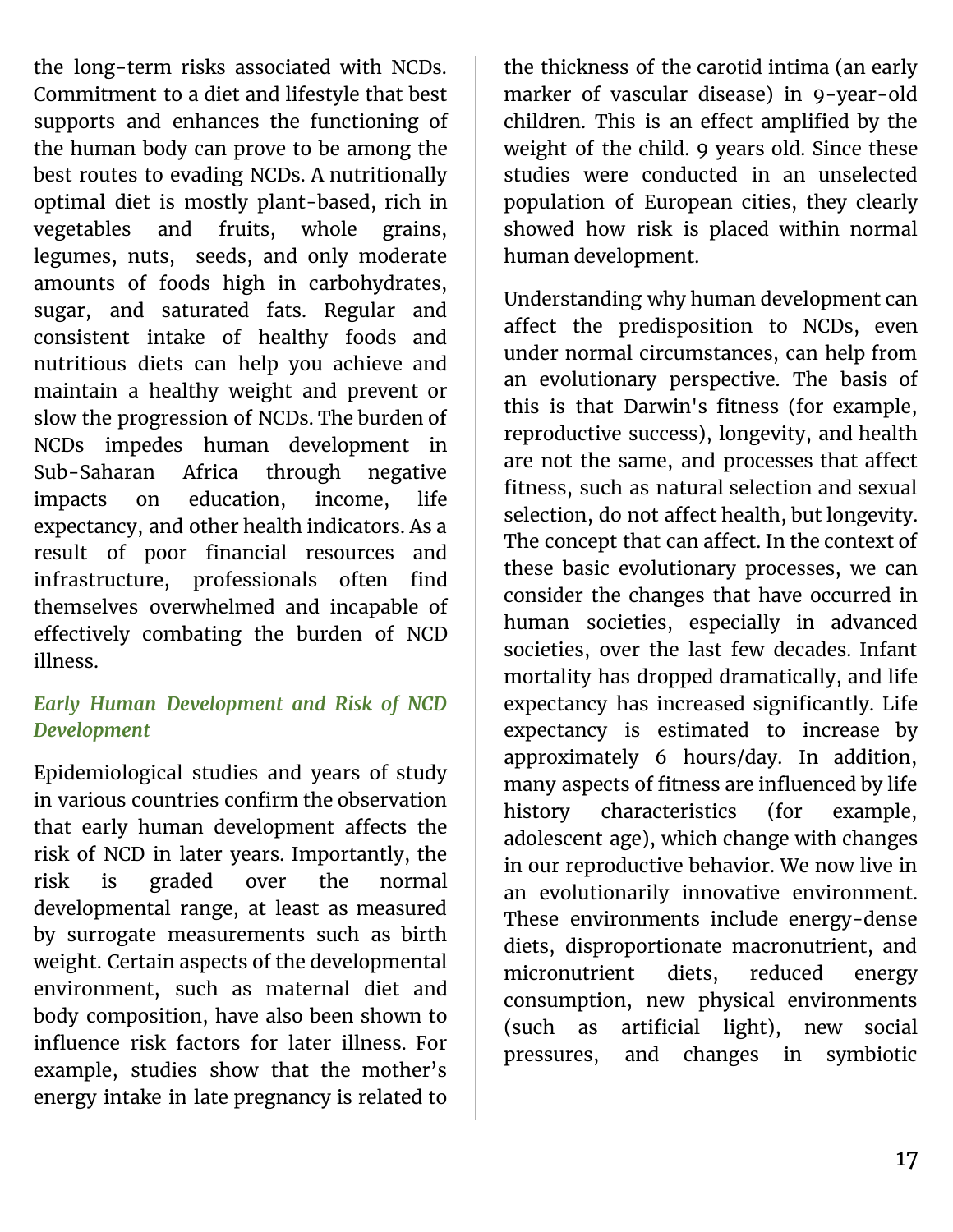the long-term risks associated with NCDs. Commitment to a diet and lifestyle that best supports and enhances the functioning of the human body can prove to be among the best routes to evading NCDs. A nutritionally optimal diet is mostly plant-based, rich in vegetables and fruits, whole grains, legumes, nuts, seeds, and only moderate amounts of foods high in carbohydrates, sugar, and saturated fats. Regular and consistent intake of healthy foods and nutritious diets can help you achieve and maintain a healthy weight and prevent or slow the progression of NCDs. The burden of NCDs impedes human development in Sub-Saharan Africa through negative impacts on education, income, life expectancy, and other health indicators. As a result of poor financial resources and infrastructure, professionals often find themselves overwhelmed and incapable of effectively combating the burden of NCD illness.

### *Early Human Development and Risk of NCD Development*

Epidemiological studies and years of study in various countries confirm the observation that early human development affects the risk of NCD in later years. Importantly, the risk is graded over the normal developmental range, at least as measured by surrogate measurements such as birth weight. Certain aspects of the developmental environment, such as maternal diet and body composition, have also been shown to influence risk factors for later illness. For example, studies show that the mother's energy intake in late pregnancy is related to the thickness of the carotid intima (an early marker of vascular disease) in 9-year-old children. This is an effect amplified by the weight of the child. 9 years old. Since these studies were conducted in an unselected population of European cities, they clearly showed how risk is placed within normal human development.

Understanding why human development can affect the predisposition to NCDs, even under normal circumstances, can help from an evolutionary perspective. The basis of this is that Darwin's fitness (for example, reproductive success), longevity, and health are not the same, and processes that affect fitness, such as natural selection and sexual selection, do not affect health, but longevity. The concept that can affect. In the context of these basic evolutionary processes, we can consider the changes that have occurred in human societies, especially in advanced societies, over the last few decades. Infant mortality has dropped dramatically, and life expectancy has increased significantly. Life expectancy is estimated to increase by approximately 6 hours/day. In addition, many aspects of fitness are influenced by life history characteristics (for example, adolescent age), which change with changes in our reproductive behavior. We now live in an evolutionarily innovative environment. These environments include energy-dense diets, disproportionate macronutrient, and micronutrient diets, reduced energy consumption, new physical environments (such as artificial light), new social pressures, and changes in symbiotic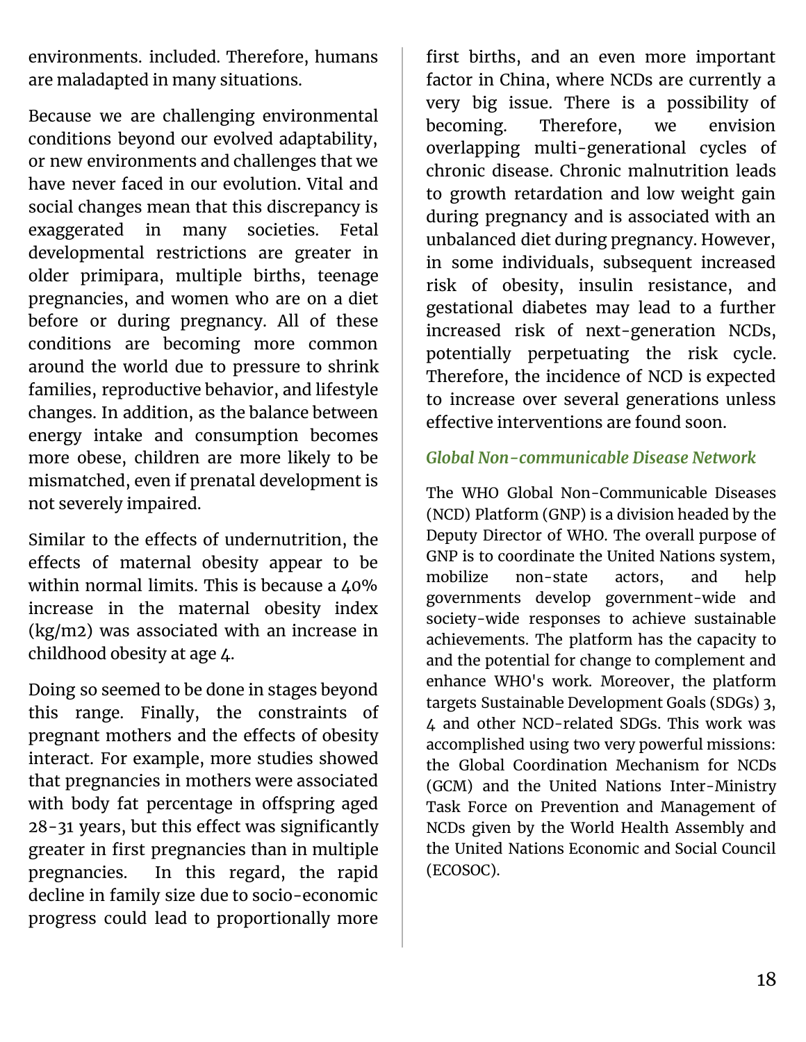environments. included. Therefore, humans are maladapted in many situations.

Because we are challenging environmental conditions beyond our evolved adaptability, or new environments and challenges that we have never faced in our evolution. Vital and social changes mean that this discrepancy is exaggerated in many societies. Fetal developmental restrictions are greater in older primipara, multiple births, teenage pregnancies, and women who are on a diet before or during pregnancy. All of these conditions are becoming more common around the world due to pressure to shrink families, reproductive behavior, and lifestyle changes. In addition, as the balance between energy intake and consumption becomes more obese, children are more likely to be mismatched, even if prenatal development is not severely impaired.

Similar to the effects of undernutrition, the effects of maternal obesity appear to be within normal limits. This is because a 40% increase in the maternal obesity index (kg/m2) was associated with an increase in childhood obesity at age 4.

Doing so seemed to be done in stages beyond this range. Finally, the constraints of pregnant mothers and the effects of obesity interact. For example, more studies showed that pregnancies in mothers were associated with body fat percentage in offspring aged 28-31 years, but this effect was significantly greater in first pregnancies than in multiple pregnancies. In this regard, the rapid decline in family size due to socio-economic progress could lead to proportionally more first births, and an even more important factor in China, where NCDs are currently a very big issue. There is a possibility of becoming. Therefore, we envision overlapping multi-generational cycles of chronic disease. Chronic malnutrition leads to growth retardation and low weight gain during pregnancy and is associated with an unbalanced diet during pregnancy. However, in some individuals, subsequent increased risk of obesity, insulin resistance, and gestational diabetes may lead to a further increased risk of next-generation NCDs, potentially perpetuating the risk cycle. Therefore, the incidence of NCD is expected to increase over several generations unless effective interventions are found soon.

### *Global Non-communicable Disease Network*

The WHO Global Non-Communicable Diseases (NCD) Platform (GNP) is a division headed by the Deputy Director of WHO. The overall purpose of GNP is to coordinate the United Nations system, mobilize non-state actors, and help governments develop government-wide and society-wide responses to achieve sustainable achievements. The platform has the capacity to and the potential for change to complement and enhance WHO's work. Moreover, the platform targets Sustainable Development Goals (SDGs) 3, 4 and other NCD-related SDGs. This work was accomplished using two very powerful missions: the Global Coordination Mechanism for NCDs (GCM) and the United Nations Inter-Ministry Task Force on Prevention and Management of NCDs given by the World Health Assembly and the United Nations Economic and Social Council (ECOSOC).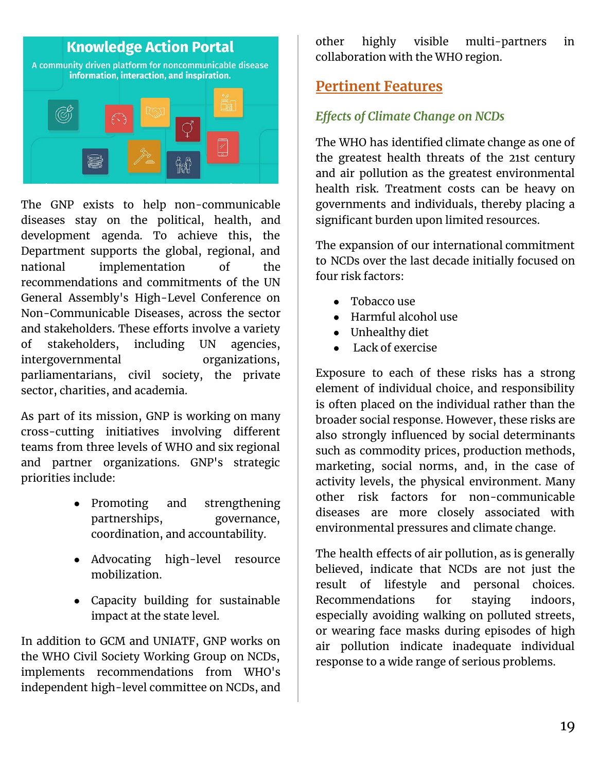The GNP exists to help non-communicable diseases stay on the political, health, and development agenda. To achieve this, the Department supports the global, regional, and national implementation of the recommendations and commitments of the UN General Assembly's High-Level Conference on Non-Communicable Diseases, across the sector and stakeholders. These efforts involve a variety of stakeholders, including UN agencies, intergovernmental organizations, parliamentarians, civil society, the private sector, charities, and academia.

As part of its mission, GNP is working on many cross-cutting initiatives involving different teams from three levels of WHO and six regional and partner organizations. GNP's strategic priorities include:

- Promoting and strengthening partnerships, governance, coordination, and accountability.
- Advocating high-level resource mobilization.
- Capacity building for sustainable impact at the state level.

In addition to GCM and UNIATF, GNP works on the WHO Civil Society Working Group on NCDs, implements recommendations from WHO's independent high-level committee on NCDs, and other highly visible multi-partners in collaboration with the WHO region.

## Pertinent Features

### *Effects of Climate Change on NCDs*

The WHO has identified climate change as one of the greatest health threats of the 21st century and air pollution as the greatest environmental health risk. Treatment costs can be heavy on governments and individuals, thereby placing a significant burden upon limited resources.

The expansion of our international commitment to NCDs over the last decade initially focused on four risk factors:

- Tobacco use
- Harmful alcohol use
- Unhealthy diet
- Lack of exercise

Exposure to each of these risks has a strong element of individual choice, and responsibility is often placed on the individual rather than the broader social response. However, these risks are also strongly influenced by social determinants such as commodity prices, production methods, marketing, social norms, and, in the case of activity levels, the physical environment. Many other risk factors for non-communicable diseases are more closely associated with environmental pressures and climate change.

The health effects of air pollution, as is generally believed, indicate that NCDs are not just the result of lifestyle and personal choices. Recommendations for staying indoors, especially avoiding walking on polluted streets, or wearing face masks during episodes of high air pollution indicate inadequate individual response to a wide range of serious problems.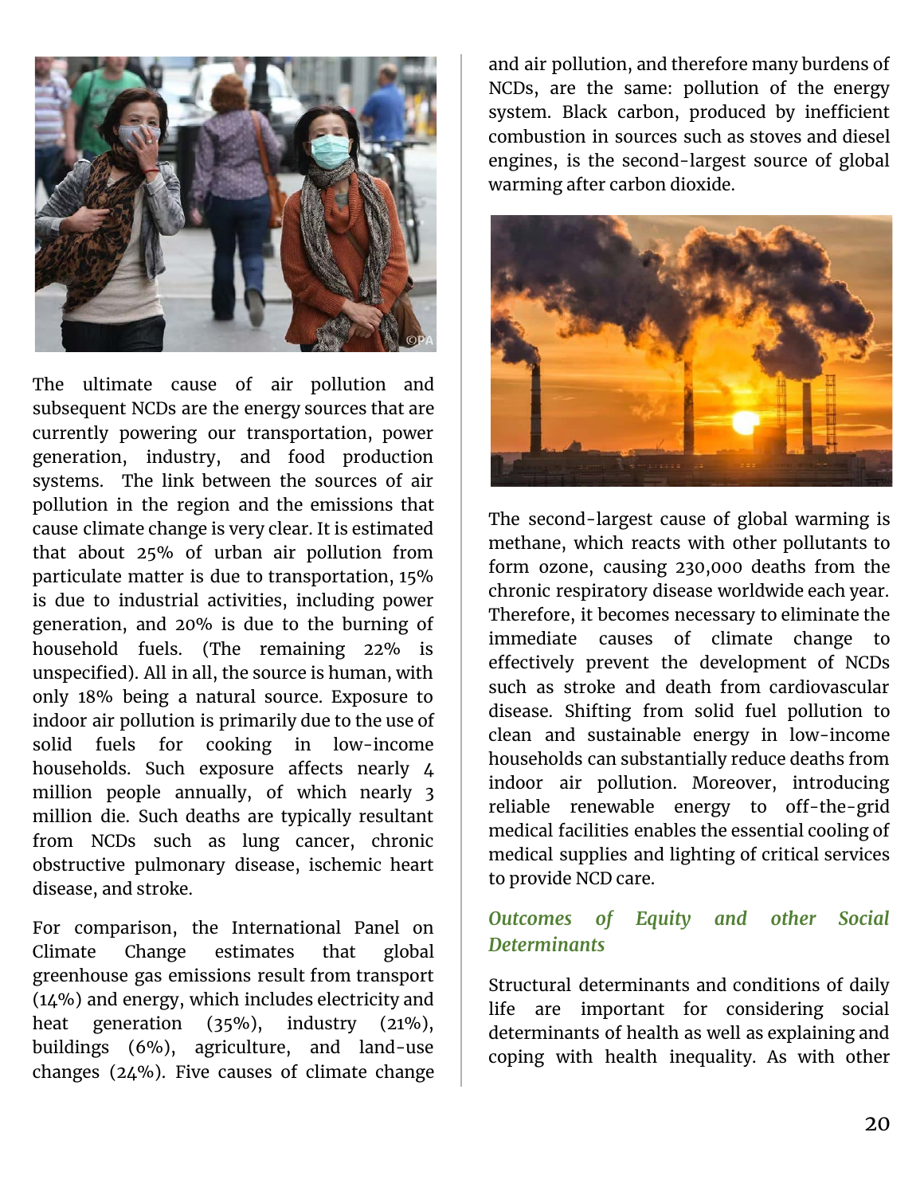The ultimate cause of air pollution and subsequent NCDs are the energy sources that are currently powering our transportation, power generation, industry, and food production systems. The link between the sources of air pollution in the region and the emissions that cause climate change is very clear. It is estimated that about 25% of urban air pollution from particulate matter is due to transportation, 15% is due to industrial activities, including power generation, and 20% is due to the burning of household fuels. (The remaining 22% is unspecified). All in all, the source is human, with only 18% being a natural source. Exposure to indoor air pollution is primarily due to the use of solid fuels for cooking in low-income households. Such exposure affects nearly 4 million people annually, of which nearly 3 million die. Such deaths are typically resultant from NCDs such as lung cancer, chronic obstructive pulmonary disease, ischemic heart disease, and stroke.

For comparison, the International Panel on Climate Change estimates that global greenhouse gas emissions result from transport (14%) and energy, which includes electricity and heat generation (35%), industry (21%), buildings (6%), agriculture, and land-use changes (24%). Five causes of climate change and air pollution, and therefore many burdens of NCDs, are the same: pollution of the energy system. Black carbon, produced by inefficient combustion in sources such as stoves and diesel engines, is the second-largest source of global warming after carbon dioxide.

The second-largest cause of global warming is methane, which reacts with other pollutants to form ozone, causing 230,000 deaths from the chronic respiratory disease worldwide each year. Therefore, it becomes necessary to eliminate the immediate causes of climate change to effectively prevent the development of NCDs such as stroke and death from cardiovascular disease. Shifting from solid fuel pollution to clean and sustainable energy in low-income households can substantially reduce deaths from indoor air pollution. Moreover, introducing reliable renewable energy to off-the-grid medical facilities enables the essential cooling of medical supplies and lighting of critical services to provide NCD care.

### *Outcomes of Equity and other Social Determinants*

Structural determinants and conditions of daily life are important for considering social determinants of health as well as explaining and coping with health inequality. As with other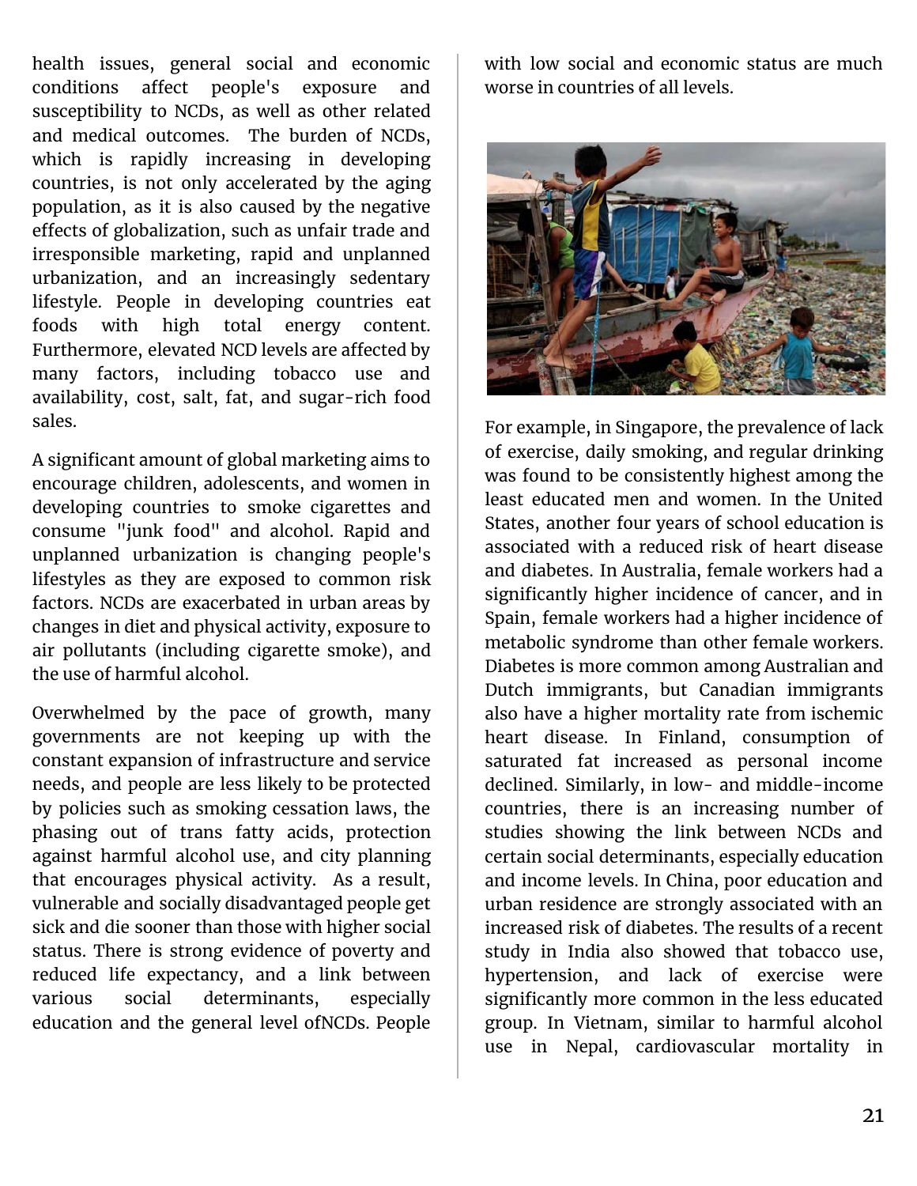health issues, general social and economic conditions affect people's exposure and susceptibility to NCDs, as well as other related and medical outcomes. The burden of NCDs, which is rapidly increasing in developing countries, is not only accelerated by the aging population, as it is also caused by the negative effects of globalization, such as unfair trade and irresponsible marketing, rapid and unplanned urbanization, and an increasingly sedentary lifestyle. People in developing countries eat foods with high total energy content. Furthermore, elevated NCD levels are affected by many factors, including tobacco use and availability, cost, salt, fat, and sugar-rich food sales.

A significant amount of global marketing aims to encourage children, adolescents, and women in developing countries to smoke cigarettes and consume "junk food" and alcohol. Rapid and unplanned urbanization is changing people's lifestyles as they are exposed to common risk factors. NCDs are exacerbated in urban areas by changes in diet and physical activity, exposure to air pollutants (including cigarette smoke), and the use of harmful alcohol.

Overwhelmed by the pace of growth, many governments are not keeping up with the constant expansion of infrastructure and service needs, and people are less likely to be protected by policies such as smoking cessation laws, the phasing out of trans fatty acids, protection against harmful alcohol use, and city planning that encourages physical activity. As a result, vulnerable and socially disadvantaged people get sick and die sooner than those with higher social status. There is strong evidence of poverty and reduced life expectancy, and a link between various social determinants, especially education and the general level ofNCDs. People with low social and economic status are much worse in countries of all levels.

For example, in Singapore, the prevalence of lack of exercise, daily smoking, and regular drinking was found to be consistently highest among the least educated men and women. In the United States, another four years of school education is associated with a reduced risk of heart disease and diabetes. In Australia, female workers had a significantly higher incidence of cancer, and in Spain, female workers had a higher incidence of metabolic syndrome than other female workers. Diabetes is more common among Australian and Dutch immigrants, but Canadian immigrants also have a higher mortality rate from ischemic heart disease. In Finland, consumption of saturated fat increased as personal income declined. Similarly, in low- and middle-income countries, there is an increasing number of studies showing the link between NCDs and certain social determinants, especially education and income levels. In China, poor education and urban residence are strongly associated with an increased risk of diabetes. The results of a recent study in India also showed that tobacco use, hypertension, and lack of exercise were significantly more common in the less educated group. In Vietnam, similar to harmful alcohol use in Nepal, cardiovascular mortality in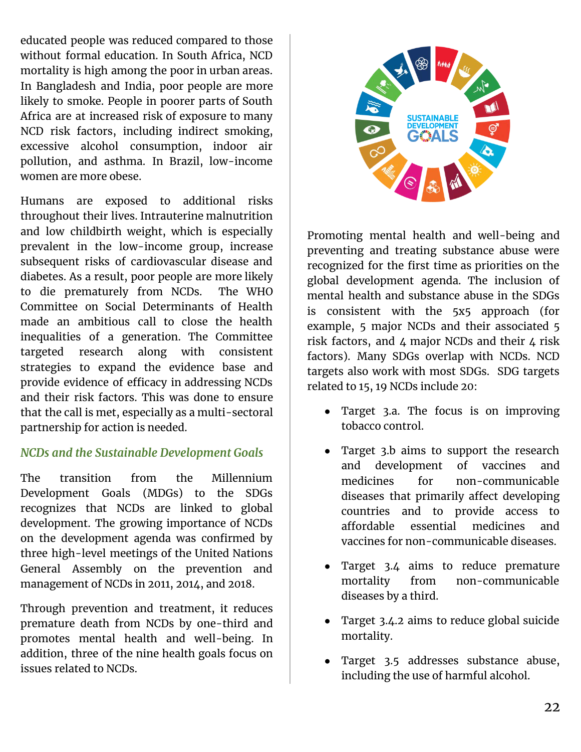educated people was reduced compared to those without formal education. In South Africa, NCD mortality is high among the poor in urban areas. In Bangladesh and India, poor people are more likely to smoke. People in poorer parts of South Africa are at increased risk of exposure to many NCD risk factors, including indirect smoking, excessive alcohol consumption, indoor air pollution, and asthma. In Brazil, low-income women are more obese.

Humans are exposed to additional risks throughout their lives. Intrauterine malnutrition and low childbirth weight, which is especially prevalent in the low-income group, increase subsequent risks of cardiovascular disease and diabetes. As a result, poor people are more likely to die prematurely from NCDs. The WHO Committee on Social Determinants of Health made an ambitious call to close the health inequalities of a generation. The Committee targeted research along with consistent strategies to expand the evidence base and provide evidence of efficacy in addressing NCDs and their risk factors. This was done to ensure that the call is met, especially as a multi-sectoral partnership for action is needed.

### *NCDs and the Sustainable Development Goals*

The transition from the Millennium Development Goals (MDGs) to the SDGs recognizes that NCDs are linked to global development. The growing importance of NCDs on the development agenda was confirmed by three high-level meetings of the United Nations General Assembly on the prevention and management of NCDs in 2011, 2014, and 2018.

Through prevention and treatment, it reduces premature death from NCDs by one-third and promotes mental health and well-being. In addition, three of the nine health goals focus on issues related to NCDs.

Promoting mental health and well-being and preventing and treating substance abuse were recognized for the first time as priorities on the global development agenda. The inclusion of mental health and substance abuse in the SDGs is consistent with the 5x5 approach (for example, 5 major NCDs and their associated 5 risk factors, and 4 major NCDs and their 4 risk factors). Many SDGs overlap with NCDs. NCD targets also work with most SDGs. SDG targets related to 15, 19 NCDs include 20:

- Target 3.a. The focus is on improving tobacco control.
- Target 3.b aims to support the research and development of vaccines and medicines for non-communicable diseases that primarily affect developing countries and to provide access to affordable essential medicines and vaccines for non-communicable diseases.
- Target 3.4 aims to reduce premature mortality from non-communicable diseases by a third.
- Target 3.4.2 aims to reduce global suicide mortality.
- Target 3.5 addresses substance abuse, including the use of harmful alcohol.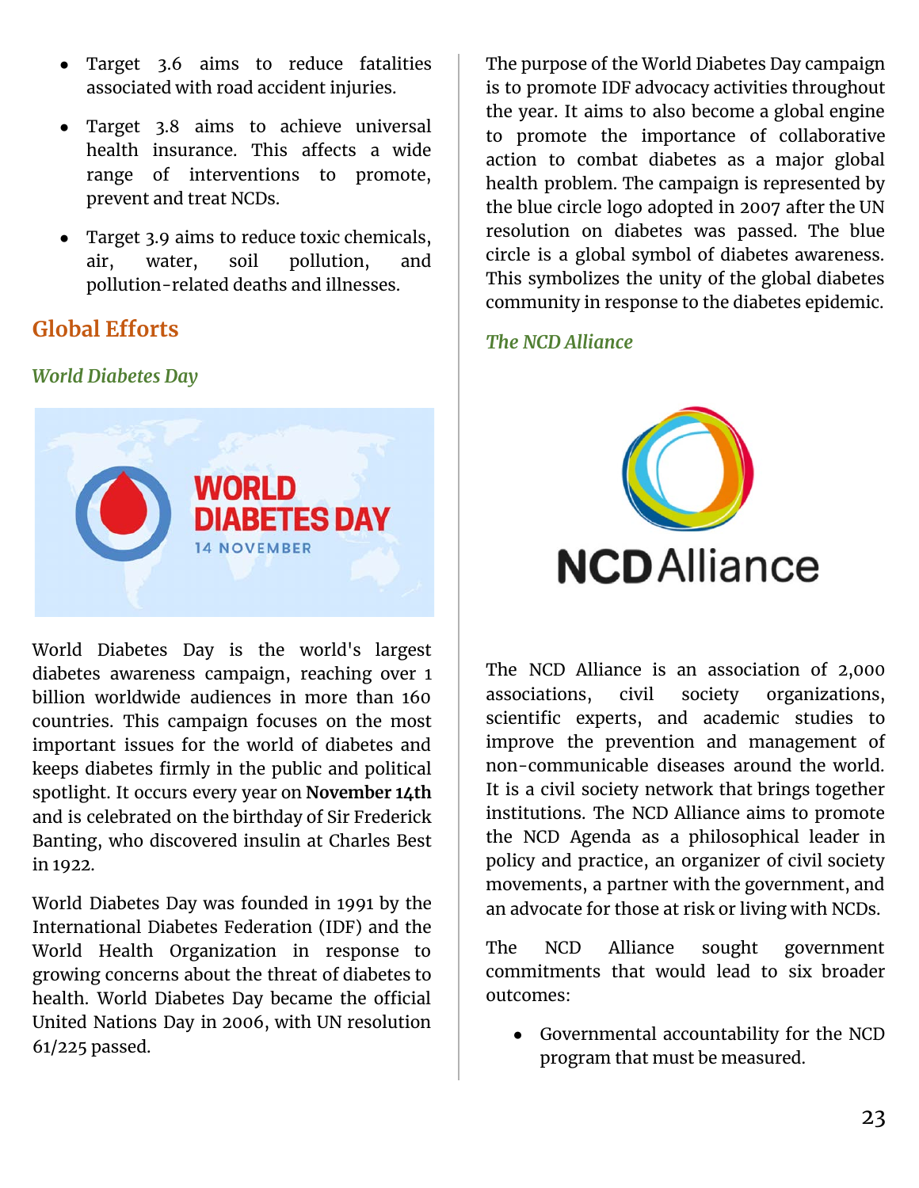- Target 3.6 aims to reduce fatalities associated with road accident injuries.
- Target 3.8 aims to achieve universal health insurance. This affects a wide range of interventions to promote, prevent and treat NCDs.
- Target 3.9 aims to reduce toxic chemicals, air, water, soil pollution, and pollution-related deaths and illnesses.

## Global Efforts

### *World Diabetes Day*

World Diabetes Day is the world's largest diabetes awareness campaign, reaching over 1 billion worldwide audiences in more than 160 countries. This campaign focuses on the most important issues for the world of diabetes and keeps diabetes firmly in the public and political spotlight. It occurs every year on **November 14th** and is celebrated on the birthday of Sir Frederick Banting, who discovered insulin at Charles Best in 1922.

World Diabetes Day was founded in 1991 by the International Diabetes Federation (IDF) and the World Health Organization in response to growing concerns about the threat of diabetes to health. World Diabetes Day became the official United Nations Day in 2006, with UN resolution 61/225 passed.

The purpose of the World Diabetes Day campaign is to promote IDF advocacy activities throughout the year. It aims to also become a global engine to promote the importance of collaborative action to combat diabetes as a major global health problem. The campaign is represented by the blue circle logo adopted in 2007 after the UN resolution on diabetes was passed. The blue circle is a global symbol of diabetes awareness. This symbolizes the unity of the global diabetes community in response to the diabetes epidemic.

### *The NCD Alliance*

The NCD Alliance is an association of 2,000 associations, civil society organizations, scientific experts, and academic studies to improve the prevention and management of non-communicable diseases around the world. It is a civil society network that brings together institutions. The NCD Alliance aims to promote the NCD Agenda as a philosophical leader in policy and practice, an organizer of civil society movements, a partner with the government, and an advocate for those at risk or living with NCDs.

The NCD Alliance sought government commitments that would lead to six broader outcomes:

- Governmental accountability for the NCD program that must be measured.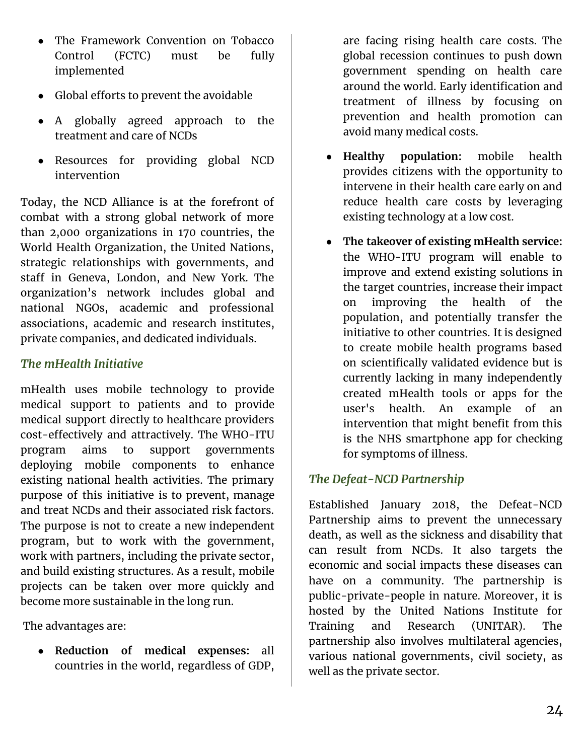- The Framework Convention on Tobacco Control (FCTC) must be fully implemented
- Global efforts to prevent the avoidable
- A globally agreed approach to the treatment and care of NCDs
- Resources for providing global NCD intervention

Today, the NCD Alliance is at the forefront of combat with a strong global network of more than 2,000 organizations in 170 countries, the World Health Organization, the United Nations, strategic relationships with governments, and staff in Geneva, London, and New York. The organization's network includes global and national NGOs, academic and professional associations, academic and research institutes, private companies, and dedicated individuals.

### *The mHealth Initiative*

mHealth uses mobile technology to provide medical support to patients and to provide medical support directly to healthcare providers cost-effectively and attractively. The WHO-ITU program aims to support governments deploying mobile components to enhance existing national health activities. The primary purpose of this initiative is to prevent, manage and treat NCDs and their associated risk factors. The purpose is not to create a new independent program, but to work with the government, work with partners, including the private sector, and build existing structures. As a result, mobile projects can be taken over more quickly and become more sustainable in the long run.

The advantages are:

- **Reduction of medical expenses:** all countries in the world, regardless of GDP, are facing rising health care costs. The global recession continues to push down government spending on health care around the world. Early identification and treatment of illness by focusing on prevention and health promotion can avoid many medical costs.
- **Healthy population:** mobile health provides citizens with the opportunity to intervene in their health care early on and reduce health care costs by leveraging existing technology at a low cost.
- **The takeover of existing mHealth service:** the WHO-ITU program will enable to improve and extend existing solutions in the target countries, increase their impact on improving the health of the population, and potentially transfer the initiative to other countries. It is designed to create mobile health programs based on scientifically validated evidence but is currently lacking in many independently created mHealth tools or apps for the user's health. An example of an intervention that might benefit from this is the NHS smartphone app for checking for symptoms of illness.

### *The Defeat-NCD Partnership*

Established January 2018, the Defeat-NCD Partnership aims to prevent the unnecessary death, as well as the sickness and disability that can result from NCDs. It also targets the economic and social impacts these diseases can have on a community. The partnership is public-private-people in nature. Moreover, it is hosted by the United Nations Institute for Training and Research (UNITAR). The partnership also involves multilateral agencies, various national governments, civil society, as well as the private sector.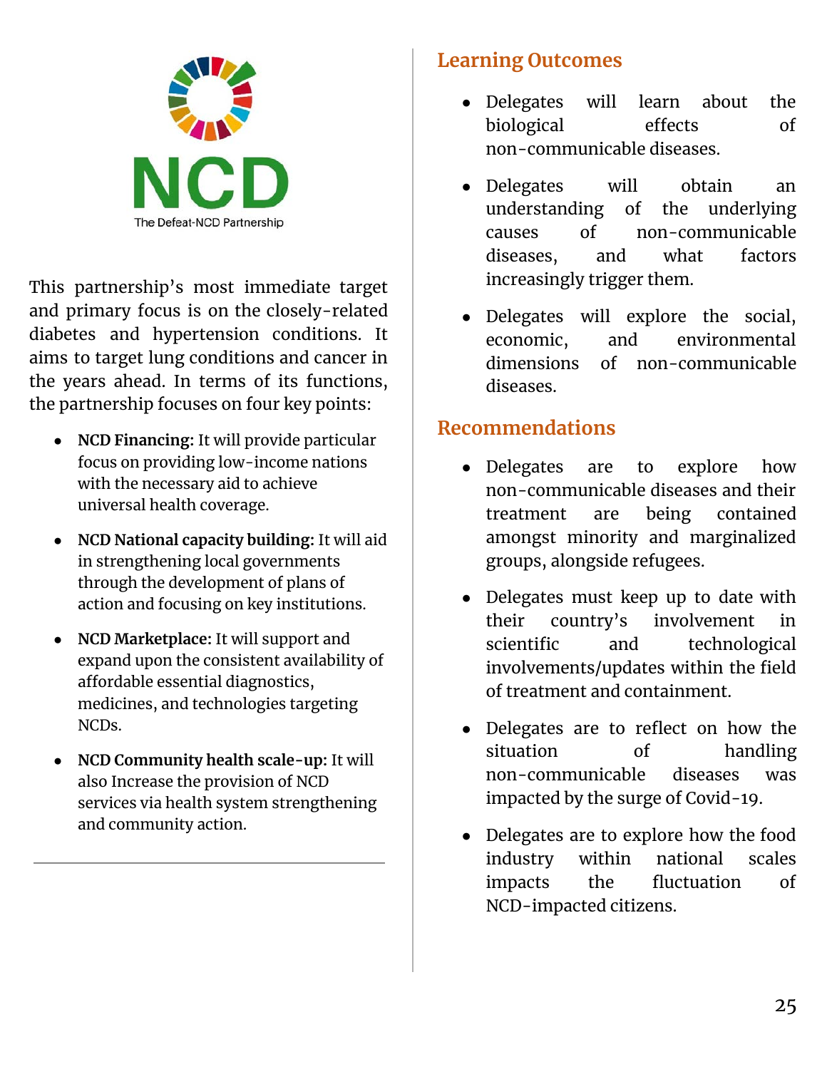NCD

The Defeat-NCD Partnership

This partnership's most immediate target and primary focus is on the closely-related diabetes and hypertension conditions. It aims to target lung conditions and cancer in the years ahead. In terms of its functions, the partnership focuses on four key points:

- **NCD Financing:** It will provide particular focus on providing low-income nations with the necessary aid to achieve universal health coverage.
- **NCD National capacity building:** It will aid in strengthening local governments through the development of plans of action and focusing on key institutions.
- **NCD Marketplace:** It will support and expand upon the consistent availability of affordable essential diagnostics, medicines, and technologies targeting NCDs.
- **NCD Community health scale-up:** It will also Increase the provision of NCD services via health system strengthening and community action.

## Learning Outcomes

- Delegates will learn about the biological effects of non-communicable diseases.
- Delegates will obtain an understanding of the underlying causes of non-communicable diseases, and what factors increasingly trigger them.
- Delegates will explore the social, economic, and environmental dimensions of non-communicable diseases.

## Recommendations

- Delegates are to explore how non-communicable diseases and their treatment are being contained amongst minority and marginalized groups, alongside refugees.
- Delegates must keep up to date with their country's involvement in scientific and technological involvements/updates within the field of treatment and containment.
- Delegates are to reflect on how the situation of handling non-communicable diseases was impacted by the surge of Covid-19.
- Delegates are to explore how the food industry within national scales impacts the fluctuation of NCD-impacted citizens.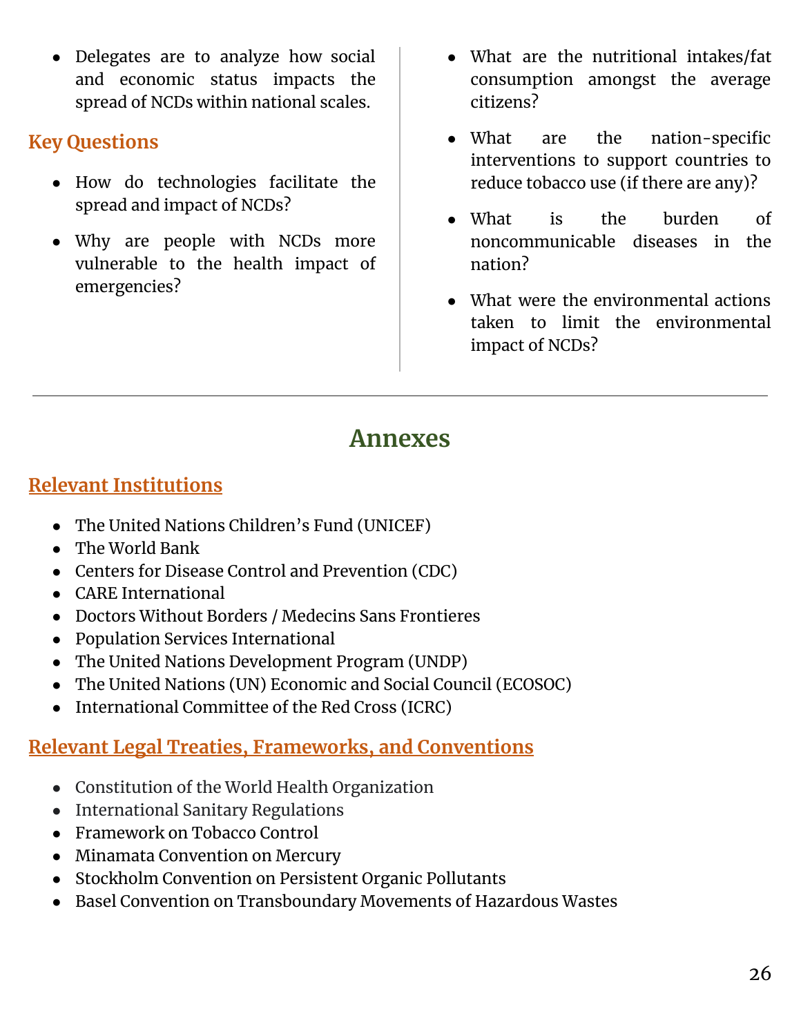- Delegates are to analyze how social and economic status impacts the spread of NCDs within national scales.

### Key Questions

- How do technologies facilitate the spread and impact of NCDs?
- Why are people with NCDs more vulnerable to the health impact of emergencies?
- What are the nutritional intakes/fat consumption amongst the average citizens?
- What are the nation-specific interventions to support countries to reduce tobacco use (if there are any)?
- What is the burden of noncommunicable diseases in the nation?
- What were the environmental actions taken to limit the environmental impact of NCDs?

---

## Annexes

### Relevant Institutions

- The United Nations Children's Fund (UNICEF)
- The World Bank
- Centers for Disease Control and Prevention (CDC)
- CARE International
- Doctors Without Borders / Medecins Sans Frontieres
- Population Services International
- The United Nations Development Program (UNDP)
- The United Nations (UN) Economic and Social Council (ECOSOC)
- International Committee of the Red Cross (ICRC)

### Relevant Legal Treaties, Frameworks, and Conventions

- Constitution of the World Health Organization
- International Sanitary Regulations
- Framework on Tobacco Control
- Minamata Convention on Mercury
- Stockholm Convention on Persistent Organic Pollutants
- Basel Convention on Transboundary Movements of Hazardous Wastes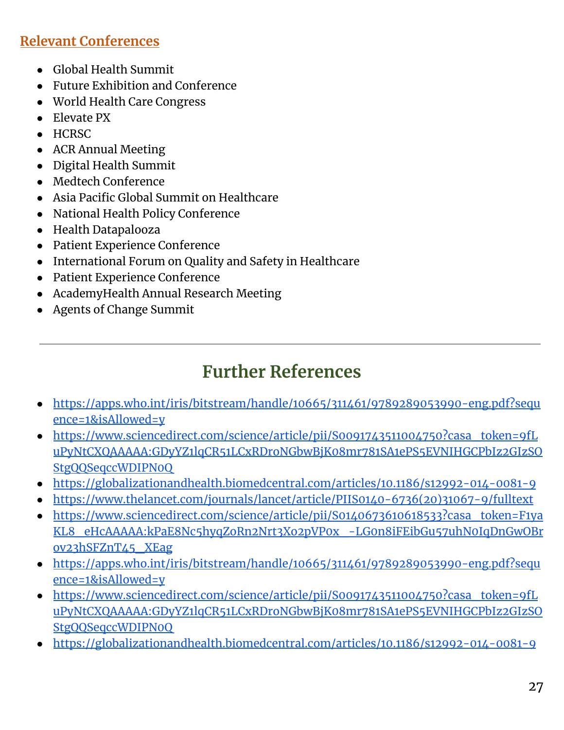## Relevant Conferences

- Global Health Summit
- Future Exhibition and Conference
- World Health Care Congress
- Elevate PX
- HCRSC
- ACR Annual Meeting
- Digital Health Summit
- Medtech Conference
- Asia Pacific Global Summit on Healthcare
- National Health Policy Conference
- Health Datapalooza
- Patient Experience Conference
- International Forum on Quality and Safety in Healthcare
- Patient Experience Conference
- AcademyHealth Annual Research Meeting
- Agents of Change Summit

---

# Further References

- https://apps.who.int/iris/bitstream/handle/10665/311461/9789289053990-eng.pdf?sequence=1&isAllowed=y
- https://www.sciencedirect.com/science/article/pii/S0091743511004750?casa_token=9fLuPyNtCXQAAAAA:GDyYZ1lqCR51LCxRDroNGbwBjK08mr781SA1ePS5EVNIHGCPbIz2GIzSOStgQQSeqccWDIPN0Q
- https://globalizationandhealth.biomedcentral.com/articles/10.1186/s12992-014-0081-9
- https://www.thelancet.com/journals/lancet/article/PIIS0140-6736(20)31067-9/fulltext
- https://www.sciencedirect.com/science/article/pii/S0140673610618533?casa_token=F1yaKL8_eHcAAAAA:kPaE8Nc5hyqZoRn2Nrt3Xo2pVP0x_-LG0n8iFEibGu57uhN0IqDnGwOBrov23hSFZnT45__XEag
- https://apps.who.int/iris/bitstream/handle/10665/311461/9789289053990-eng.pdf?sequence=1&isAllowed=y
- https://www.sciencedirect.com/science/article/pii/S0091743511004750?casa_token=9fLuPyNtCXQAAAAA:GDyYZ1lqCR51LCxRDroNGbwBjK08mr781SA1ePS5EVNIHGCPbIz2GIzSOStgQQSeqccWDIPN0Q
- https://globalizationandhealth.biomedcentral.com/articles/10.1186/s12992-014-0081-9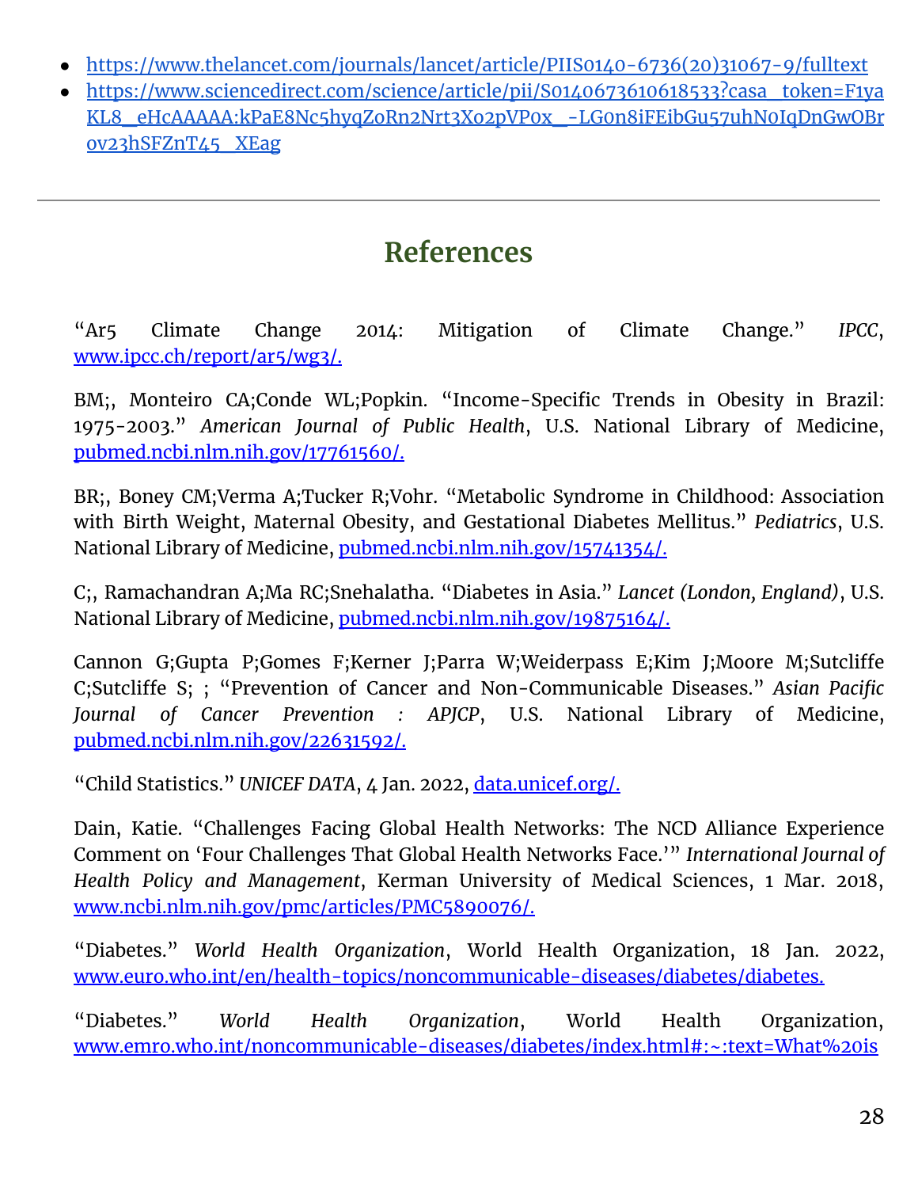- https://www.thelancet.com/journals/lancet/article/PIIS0140-6736(20)31067-9/fulltext
- https://www.sciencedirect.com/science/article/pii/S0140673610618533?casa_token=F1yaKL8_eHcAAAAA:kPaE8Nc5hyqZoRn2Nrt3Xo2pVP0x_-LG0n8iFEibGu57uhN0IqDnGwOBrov23hSFZnT45_XEag

---

## References

"Ar5 Climate Change 2014: Mitigation of Climate Change." *IPCC*, www.ipcc.ch/report/ar5/wg3/.

BM;, Monteiro CA;Conde WL;Popkin. "Income-Specific Trends in Obesity in Brazil: 1975-2003." *American Journal of Public Health*, U.S. National Library of Medicine, pubmed.ncbi.nlm.nih.gov/17761560/.

BR;, Boney CM;Verma A;Tucker R;Vohr. "Metabolic Syndrome in Childhood: Association with Birth Weight, Maternal Obesity, and Gestational Diabetes Mellitus." *Pediatrics*, U.S. National Library of Medicine, pubmed.ncbi.nlm.nih.gov/15741354/.

C;, Ramachandran A;Ma RC;Snehalatha. "Diabetes in Asia." *Lancet (London, England)*, U.S. National Library of Medicine, pubmed.ncbi.nlm.nih.gov/19875164/.

Cannon G;Gupta P;Gomes F;Kerner J;Parra W;Weiderpass E;Kim J;Moore M;Sutcliffe C;Sutcliffe S; ; "Prevention of Cancer and Non-Communicable Diseases." *Asian Pacific Journal of Cancer Prevention : APJCP*, U.S. National Library of Medicine, pubmed.ncbi.nlm.nih.gov/22631592/.

"Child Statistics." *UNICEF DATA*, 4 Jan. 2022, data.unicef.org/.

Dain, Katie. "Challenges Facing Global Health Networks: The NCD Alliance Experience Comment on 'Four Challenges That Global Health Networks Face.'" *International Journal of Health Policy and Management*, Kerman University of Medical Sciences, 1 Mar. 2018, www.ncbi.nlm.nih.gov/pmc/articles/PMC5890076/.

"Diabetes." *World Health Organization*, World Health Organization, 18 Jan. 2022, www.euro.who.int/en/health-topics/noncommunicable-diseases/diabetes/diabetes.

"Diabetes." *World Health Organization*, World Health Organization, www.emro.who.int/noncommunicable-diseases/diabetes/index.html#:~:text=What%20is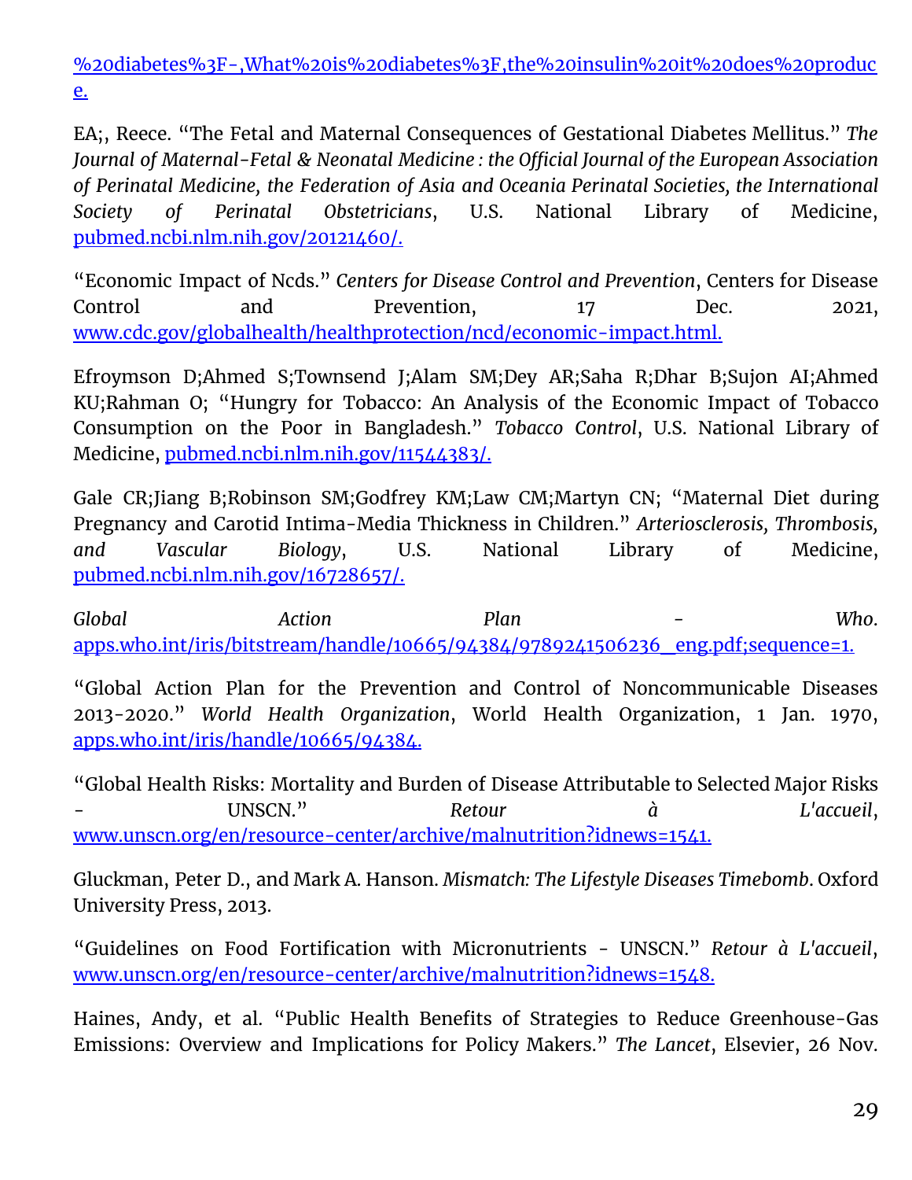%20diabetes%3F-,What%20is%20diabetes%3F,the%20insulin%20it%20does%20produce.

EA;, Reece. "The Fetal and Maternal Consequences of Gestational Diabetes Mellitus." *The Journal of Maternal-Fetal & Neonatal Medicine : the Official Journal of the European Association of Perinatal Medicine, the Federation of Asia and Oceania Perinatal Societies, the International Society of Perinatal Obstetricians*, U.S. National Library of Medicine, pubmed.ncbi.nlm.nih.gov/20121460/.

"Economic Impact of Ncds." *Centers for Disease Control and Prevention*, Centers for Disease Control and Prevention, 17 Dec. 2021, www.cdc.gov/globalhealth/healthprotection/ncd/economic-impact.html.

Efroymson D;Ahmed S;Townsend J;Alam SM;Dey AR;Saha R;Dhar B;Sujon AI;Ahmed KU;Rahman O; "Hungry for Tobacco: An Analysis of the Economic Impact of Tobacco Consumption on the Poor in Bangladesh." *Tobacco Control*, U.S. National Library of Medicine, pubmed.ncbi.nlm.nih.gov/11544383/.

Gale CR;Jiang B;Robinson SM;Godfrey KM;Law CM;Martyn CN; "Maternal Diet during Pregnancy and Carotid Intima-Media Thickness in Children." *Arteriosclerosis, Thrombosis, and Vascular Biology*, U.S. National Library of Medicine, pubmed.ncbi.nlm.nih.gov/16728657/.

*Global Action Plan - Who*. apps.who.int/iris/bitstream/handle/10665/94384/9789241506236_eng.pdf;sequence=1.

"Global Action Plan for the Prevention and Control of Noncommunicable Diseases 2013-2020." *World Health Organization*, World Health Organization, 1 Jan. 1970, apps.who.int/iris/handle/10665/94384.

"Global Health Risks: Mortality and Burden of Disease Attributable to Selected Major Risks - UNSCN." *Retour à L'accueil*, www.unscn.org/en/resource-center/archive/malnutrition?idnews=1541.

Gluckman, Peter D., and Mark A. Hanson. *Mismatch: The Lifestyle Diseases Timebomb*. Oxford University Press, 2013.

"Guidelines on Food Fortification with Micronutrients - UNSCN." *Retour à L'accueil*, www.unscn.org/en/resource-center/archive/malnutrition?idnews=1548.

Haines, Andy, et al. "Public Health Benefits of Strategies to Reduce Greenhouse-Gas Emissions: Overview and Implications for Policy Makers." *The Lancet*, Elsevier, 26 Nov.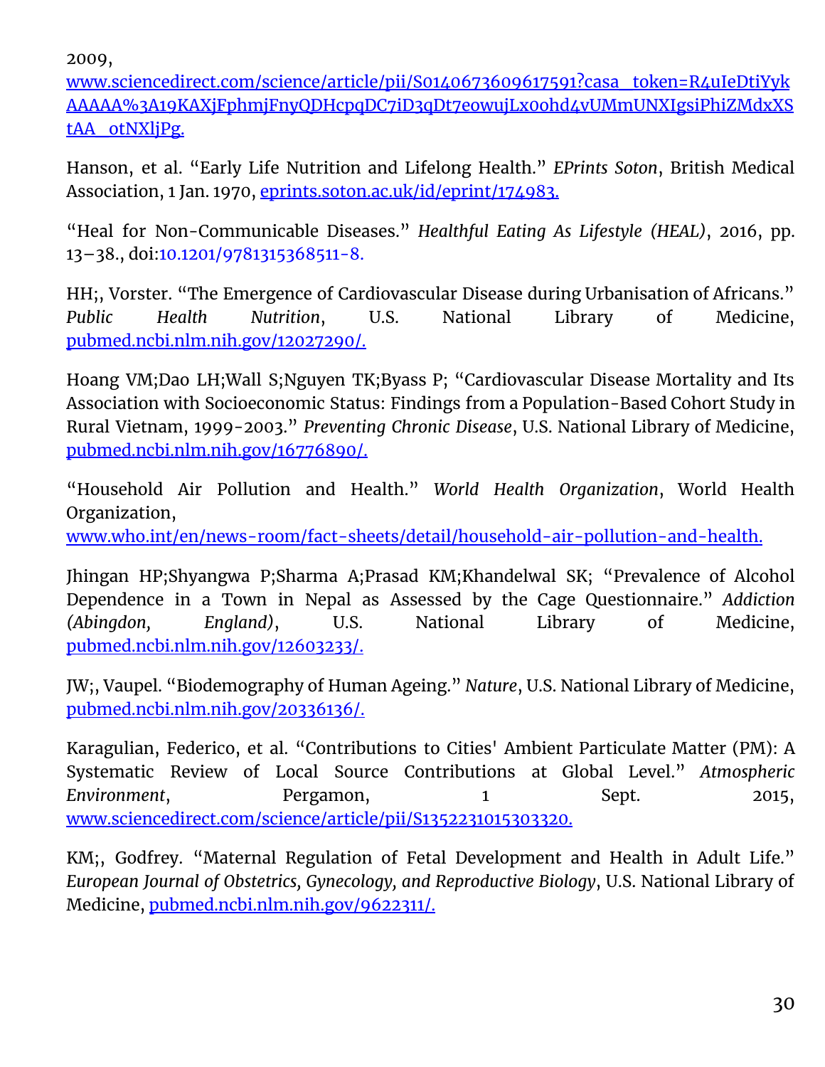2009, [www.sciencedirect.com/science/article/pii/S0140673609617591?casa_token=R4uIeDtiYykAAAAA%3A19KAXjFphmjFnyQDHcpqDC7iD3qDt7eowujLx0ohd4vUMmUNXIgsiPhiZMdxXStAA_otNXljPg.](www.sciencedirect.com/science/article/pii/S0140673609617591?casa_token=R4uIeDtiYykAAAAA%3A19KAXjFphmjFnyQDHcpqDC7iD3qDt7eowujLx0ohd4vUMmUNXIgsiPhiZMdxXStAA_otNXljPg.)

Hanson, et al. "Early Life Nutrition and Lifelong Health." *EPrints Soton*, British Medical Association, 1 Jan. 1970, [eprints.soton.ac.uk/id/eprint/174983.](eprints.soton.ac.uk/id/eprint/174983.)

"Heal for Non-Communicable Diseases." *Healthful Eating As Lifestyle (HEAL)*, 2016, pp. 13–38., doi:10.1201/9781315368511-8.

HH;, Vorster. "The Emergence of Cardiovascular Disease during Urbanisation of Africans." *Public Health Nutrition*, U.S. National Library of Medicine, [pubmed.ncbi.nlm.nih.gov/12027290/.](pubmed.ncbi.nlm.nih.gov/12027290/.)

Hoang VM;Dao LH;Wall S;Nguyen TK;Byass P; "Cardiovascular Disease Mortality and Its Association with Socioeconomic Status: Findings from a Population-Based Cohort Study in Rural Vietnam, 1999-2003." *Preventing Chronic Disease*, U.S. National Library of Medicine, [pubmed.ncbi.nlm.nih.gov/16776890/.](pubmed.ncbi.nlm.nih.gov/16776890/.)

"Household Air Pollution and Health." *World Health Organization*, World Health Organization, [www.who.int/en/news-room/fact-sheets/detail/household-air-pollution-and-health.](www.who.int/en/news-room/fact-sheets/detail/household-air-pollution-and-health.)

Jhingan HP;Shyangwa P;Sharma A;Prasad KM;Khandelwal SK; "Prevalence of Alcohol Dependence in a Town in Nepal as Assessed by the Cage Questionnaire." *Addiction (Abingdon, England)*, U.S. National Library of Medicine, [pubmed.ncbi.nlm.nih.gov/12603233/.](pubmed.ncbi.nlm.nih.gov/12603233/.)

JW;, Vaupel. "Biodemography of Human Ageing." *Nature*, U.S. National Library of Medicine, [pubmed.ncbi.nlm.nih.gov/20336136/.](pubmed.ncbi.nlm.nih.gov/20336136/.)

Karagulian, Federico, et al. "Contributions to Cities' Ambient Particulate Matter (PM): A Systematic Review of Local Source Contributions at Global Level." *Atmospheric Environment*, Pergamon, 1 Sept. 2015, [www.sciencedirect.com/science/article/pii/S1352231015303320.](www.sciencedirect.com/science/article/pii/S1352231015303320.)

KM;, Godfrey. "Maternal Regulation of Fetal Development and Health in Adult Life." *European Journal of Obstetrics, Gynecology, and Reproductive Biology*, U.S. National Library of Medicine, [pubmed.ncbi.nlm.nih.gov/9622311/.](pubmed.ncbi.nlm.nih.gov/9622311/.)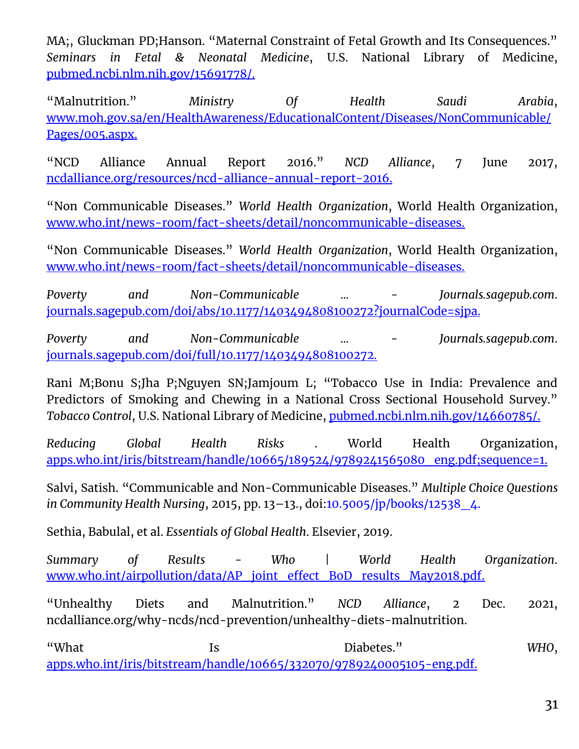MA;, Gluckman PD;Hanson. "Maternal Constraint of Fetal Growth and Its Consequences." *Seminars in Fetal & Neonatal Medicine*, U.S. National Library of Medicine, pubmed.ncbi.nlm.nih.gov/15691778/.

"Malnutrition." *Ministry Of Health Saudi Arabia*, www.moh.gov.sa/en/HealthAwareness/EducationalContent/Diseases/NonCommunicable/Pages/005.aspx.

"NCD Alliance Annual Report 2016." *NCD Alliance*, 7 June 2017, ncdalliance.org/resources/ncd-alliance-annual-report-2016.

"Non Communicable Diseases." *World Health Organization*, World Health Organization, www.who.int/news-room/fact-sheets/detail/noncommunicable-diseases.

"Non Communicable Diseases." *World Health Organization*, World Health Organization, www.who.int/news-room/fact-sheets/detail/noncommunicable-diseases.

*Poverty and Non-Communicable ... - Journals.sagepub.com*. journals.sagepub.com/doi/abs/10.1177/1403494808100272?journalCode=sjpa.

*Poverty and Non-Communicable ... - Journals.sagepub.com*. journals.sagepub.com/doi/full/10.1177/1403494808100272.

Rani M;Bonu S;Jha P;Nguyen SN;Jamjoum L; "Tobacco Use in India: Prevalence and Predictors of Smoking and Chewing in a National Cross Sectional Household Survey." *Tobacco Control*, U.S. National Library of Medicine, pubmed.ncbi.nlm.nih.gov/14660785/.

*Reducing Global Health Risks* . World Health Organization, apps.who.int/iris/bitstream/handle/10665/189524/9789241565080_eng.pdf;sequence=1.

Salvi, Satish. "Communicable and Non-Communicable Diseases." *Multiple Choice Questions in Community Health Nursing*, 2015, pp. 13–13., doi:10.5005/jp/books/12538_4.

Sethia, Babulal, et al. *Essentials of Global Health*. Elsevier, 2019.

*Summary of Results - Who | World Health Organization*. www.who.int/airpollution/data/AP_joint_effect_BoD_results_May2018.pdf.

"Unhealthy Diets and Malnutrition." *NCD Alliance*, 2 Dec. 2021, ncdalliance.org/why-ncds/ncd-prevention/unhealthy-diets-malnutrition.

"What Is Diabetes." *WHO*, apps.who.int/iris/bitstream/handle/10665/332070/9789240005105-eng.pdf.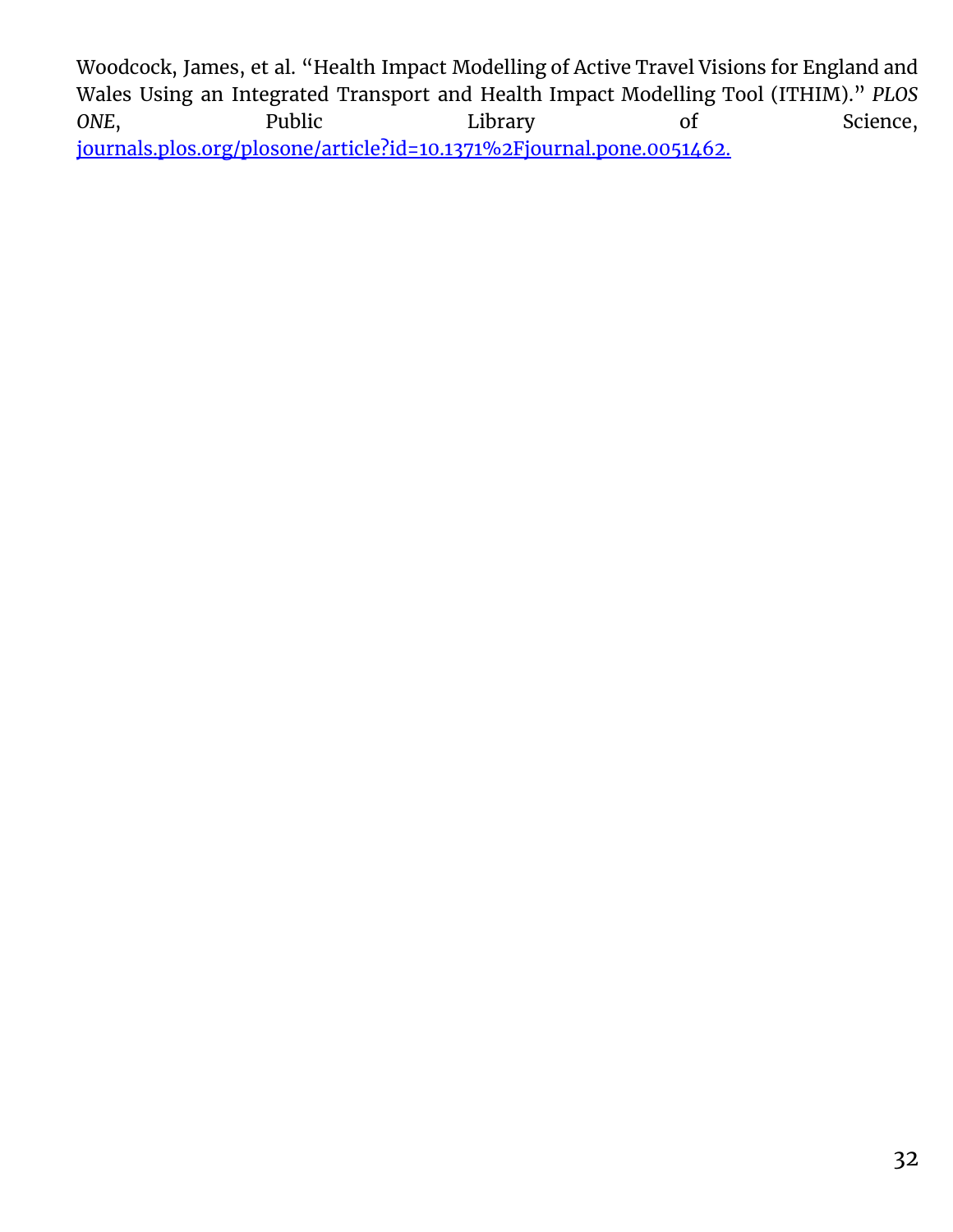Woodcock, James, et al. "Health Impact Modelling of Active Travel Visions for England and Wales Using an Integrated Transport and Health Impact Modelling Tool (ITHIM)." *PLOS ONE*, Public Library of Science, journals.plos.org/plosone/article?id=10.1371%2Fjournal.pone.0051462.